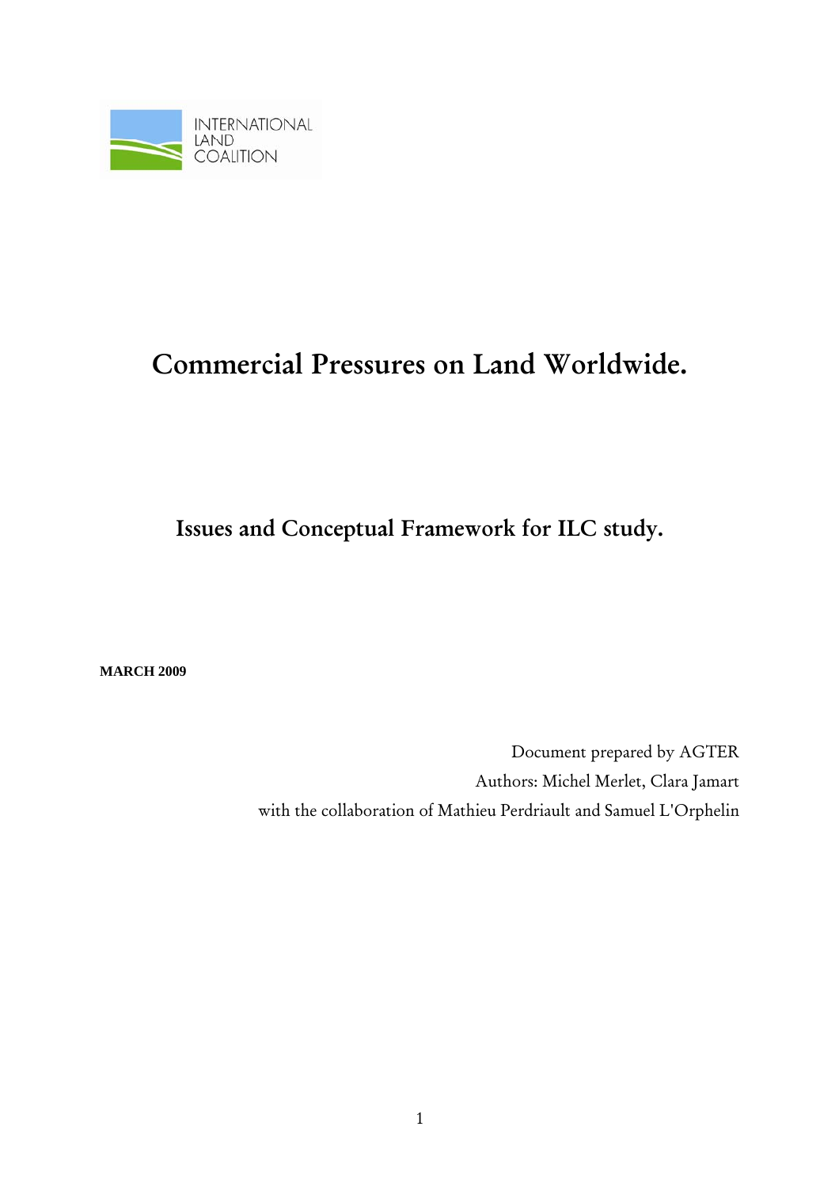INTERNATIONAL LAND COALITION

# Commercial Pressures on Land Worldwide.

## Issues and Conceptual Framework for ILC study.

**MARCH 2009**

Document prepared by AGTER

Authors: Michel Merlet, Clara Jamart

with the collaboration of Mathieu Perdriault and Samuel L'Orphelin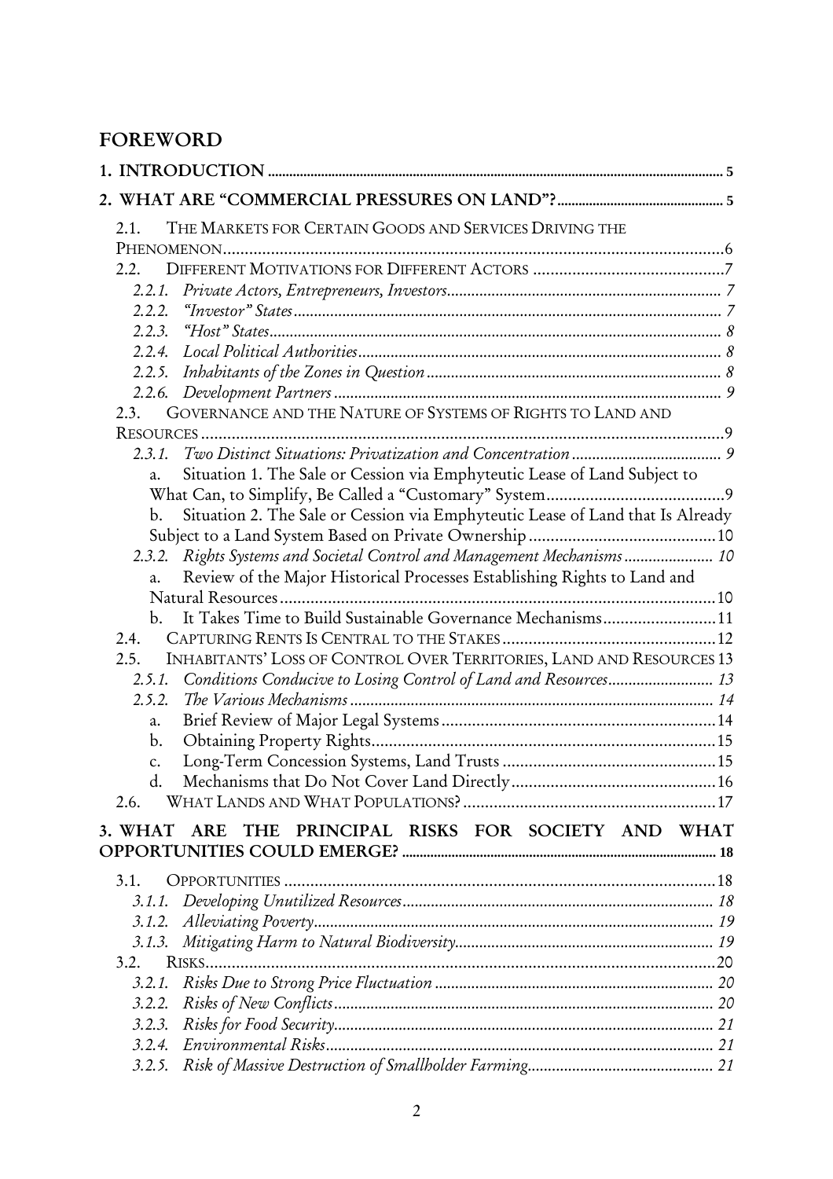## FOREWORD

**1. INTRODUCTION** ..... 5

**2. WHAT ARE "COMMERCIAL PRESSURES ON LAND"?** ..... 5

- 2.1. THE MARKETS FOR CERTAIN GOODS AND SERVICES DRIVING THE PHENOMENON ..... 6
- 2.2. DIFFERENT MOTIVATIONS FOR DIFFERENT ACTORS ..... 7
  - *2.2.1. Private Actors, Entrepreneurs, Investors* ..... 7
  - *2.2.2. "Investor" States* ..... 7
  - *2.2.3. "Host" States* ..... 8
  - *2.2.4. Local Political Authorities* ..... 8
  - *2.2.5. Inhabitants of the Zones in Question* ..... 8
  - *2.2.6. Development Partners* ..... 9
- 2.3. GOVERNANCE AND THE NATURE OF SYSTEMS OF RIGHTS TO LAND AND RESOURCES ..... 9
  - *2.3.1. Two Distinct Situations: Privatization and Concentration* ..... 9
    - a. Situation 1. The Sale or Cession via Emphyteutic Lease of Land Subject to What Can, to Simplify, Be Called a "Customary" System ..... 9
    - b. Situation 2. The Sale or Cession via Emphyteutic Lease of Land that Is Already Subject to a Land System Based on Private Ownership ..... 10
  - *2.3.2. Rights Systems and Societal Control and Management Mechanisms* ..... 10
    - a. Review of the Major Historical Processes Establishing Rights to Land and Natural Resources ..... 10
    - b. It Takes Time to Build Sustainable Governance Mechanisms ..... 11
- 2.4. CAPTURING RENTS IS CENTRAL TO THE STAKES ..... 12
- 2.5. INHABITANTS' LOSS OF CONTROL OVER TERRITORIES, LAND AND RESOURCES ..... 13
  - *2.5.1. Conditions Conducive to Losing Control of Land and Resources* ..... 13
  - *2.5.2. The Various Mechanisms* ..... 14
    - a. Brief Review of Major Legal Systems ..... 14
    - b. Obtaining Property Rights ..... 15
    - c. Long-Term Concession Systems, Land Trusts ..... 15
    - d. Mechanisms that Do Not Cover Land Directly ..... 16
- 2.6. WHAT LANDS AND WHAT POPULATIONS? ..... 17

**3. WHAT ARE THE PRINCIPAL RISKS FOR SOCIETY AND WHAT OPPORTUNITIES COULD EMERGE?** ..... 18

- 3.1. OPPORTUNITIES ..... 18
  - *3.1.1. Developing Unutilized Resources* ..... 18
  - *3.1.2. Alleviating Poverty* ..... 19
  - *3.1.3. Mitigating Harm to Natural Biodiversity* ..... 19
- 3.2. RISKS ..... 20
  - *3.2.1. Risks Due to Strong Price Fluctuation* ..... 20
  - *3.2.2. Risks of New Conflicts* ..... 20
  - *3.2.3. Risks for Food Security* ..... 21
  - *3.2.4. Environmental Risks* ..... 21
  - *3.2.5. Risk of Massive Destruction of Smallholder Farming* ..... 21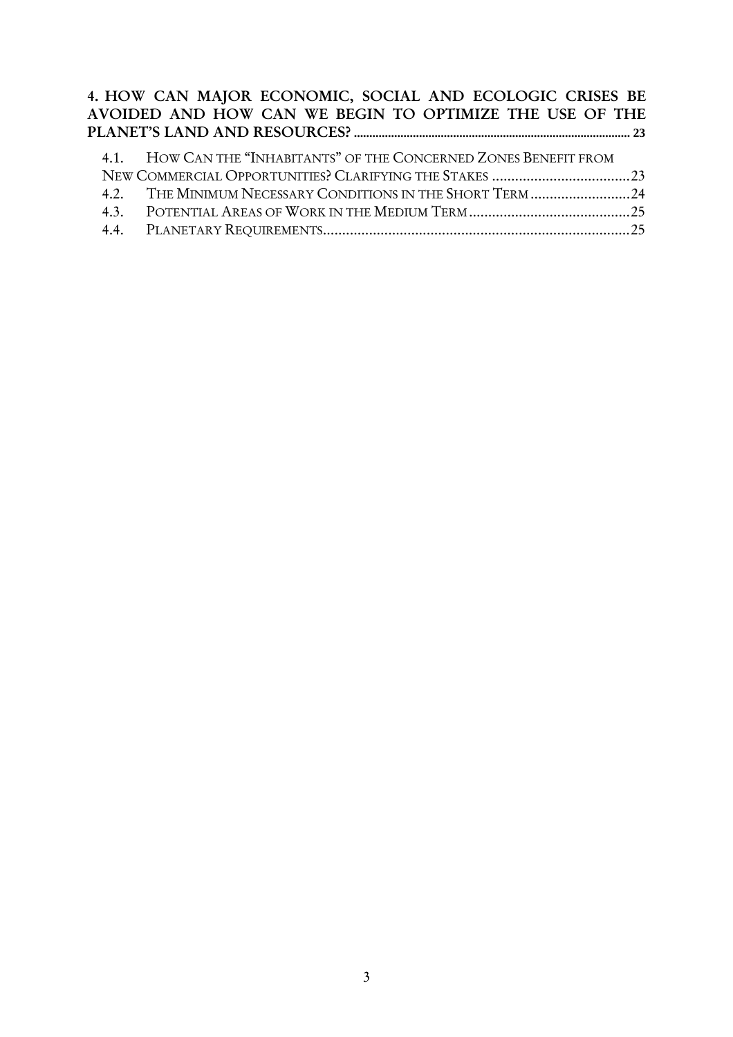**4. HOW CAN MAJOR ECONOMIC, SOCIAL AND ECOLOGIC CRISES BE AVOIDED AND HOW CAN WE BEGIN TO OPTIMIZE THE USE OF THE PLANET'S LAND AND RESOURCES?** ........................................ **23**

4.1. HOW CAN THE "INHABITANTS" OF THE CONCERNED ZONES BENEFIT FROM NEW COMMERCIAL OPPORTUNITIES? CLARIFYING THE STAKES ........................................ 23

4.2. THE MINIMUM NECESSARY CONDITIONS IN THE SHORT TERM ........................................ 24

4.3. POTENTIAL AREAS OF WORK IN THE MEDIUM TERM ........................................ 25

4.4. PLANETARY REQUIREMENTS ........................................ 25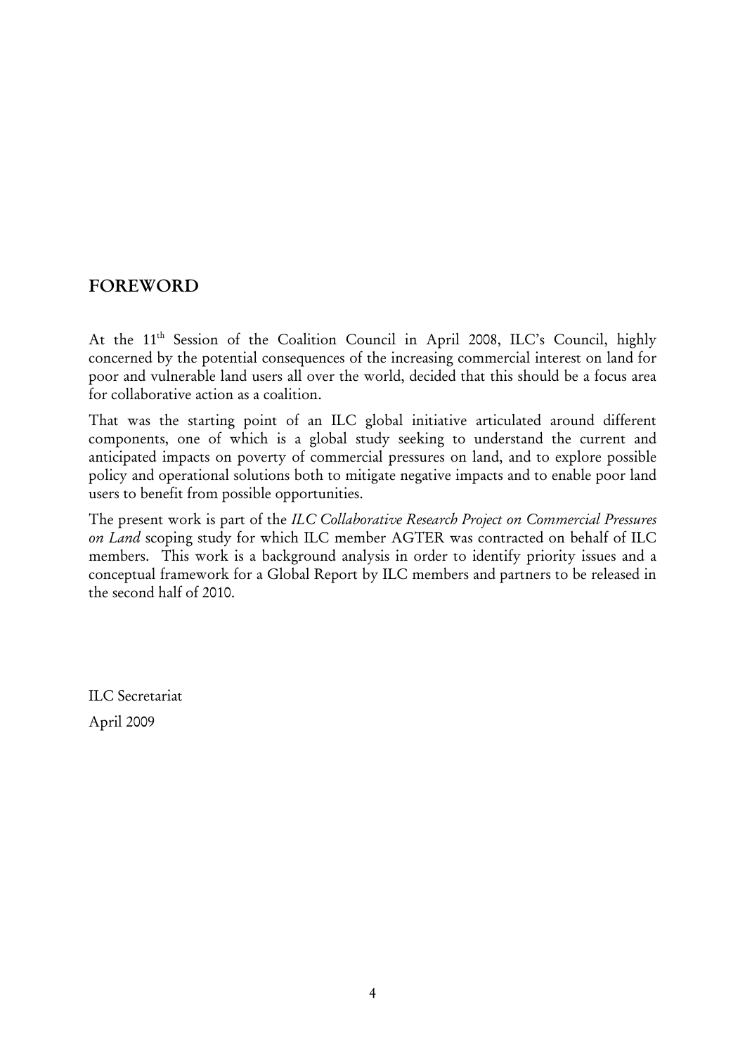## FOREWORD

At the 11th Session of the Coalition Council in April 2008, ILC's Council, highly concerned by the potential consequences of the increasing commercial interest on land for poor and vulnerable land users all over the world, decided that this should be a focus area for collaborative action as a coalition.

That was the starting point of an ILC global initiative articulated around different components, one of which is a global study seeking to understand the current and anticipated impacts on poverty of commercial pressures on land, and to explore possible policy and operational solutions both to mitigate negative impacts and to enable poor land users to benefit from possible opportunities.

The present work is part of the *ILC Collaborative Research Project on Commercial Pressures on Land* scoping study for which ILC member AGTER was contracted on behalf of ILC members. This work is a background analysis in order to identify priority issues and a conceptual framework for a Global Report by ILC members and partners to be released in the second half of 2010.

ILC Secretariat

April 2009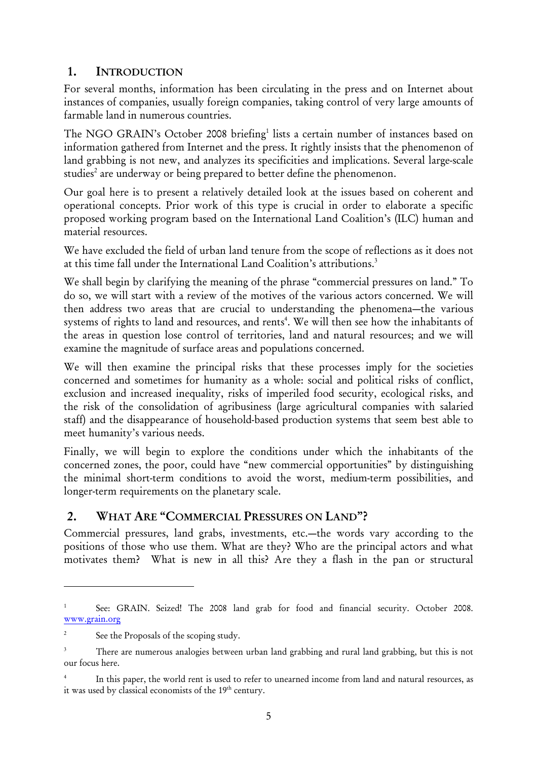## 1. INTRODUCTION

For several months, information has been circulating in the press and on Internet about instances of companies, usually foreign companies, taking control of very large amounts of farmable land in numerous countries.

The NGO GRAIN's October 2008 briefing[1] lists a certain number of instances based on information gathered from Internet and the press. It rightly insists that the phenomenon of land grabbing is not new, and analyzes its specificities and implications. Several large-scale studies[2] are underway or being prepared to better define the phenomenon.

Our goal here is to present a relatively detailed look at the issues based on coherent and operational concepts. Prior work of this type is crucial in order to elaborate a specific proposed working program based on the International Land Coalition's (ILC) human and material resources.

We have excluded the field of urban land tenure from the scope of reflections as it does not at this time fall under the International Land Coalition's attributions.[3]

We shall begin by clarifying the meaning of the phrase "commercial pressures on land." To do so, we will start with a review of the motives of the various actors concerned. We will then address two areas that are crucial to understanding the phenomena—the various systems of rights to land and resources, and rents[4]. We will then see how the inhabitants of the areas in question lose control of territories, land and natural resources; and we will examine the magnitude of surface areas and populations concerned.

We will then examine the principal risks that these processes imply for the societies concerned and sometimes for humanity as a whole: social and political risks of conflict, exclusion and increased inequality, risks of imperiled food security, ecological risks, and the risk of the consolidation of agribusiness (large agricultural companies with salaried staff) and the disappearance of household-based production systems that seem best able to meet humanity's various needs.

Finally, we will begin to explore the conditions under which the inhabitants of the concerned zones, the poor, could have "new commercial opportunities" by distinguishing the minimal short-term conditions to avoid the worst, medium-term possibilities, and longer-term requirements on the planetary scale.

## 2. WHAT ARE "COMMERCIAL PRESSURES ON LAND"?

Commercial pressures, land grabs, investments, etc.—the words vary according to the positions of those who use them. What are they? Who are the principal actors and what motivates them? What is new in all this? Are they a flash in the pan or structural

---

[1] See: GRAIN. Seized! The 2008 land grab for food and financial security. October 2008. www.grain.org

[2] See the Proposals of the scoping study.

[3] There are numerous analogies between urban land grabbing and rural land grabbing, but this is not our focus here.

[4] In this paper, the world rent is used to refer to unearned income from land and natural resources, as it was used by classical economists of the 19th century.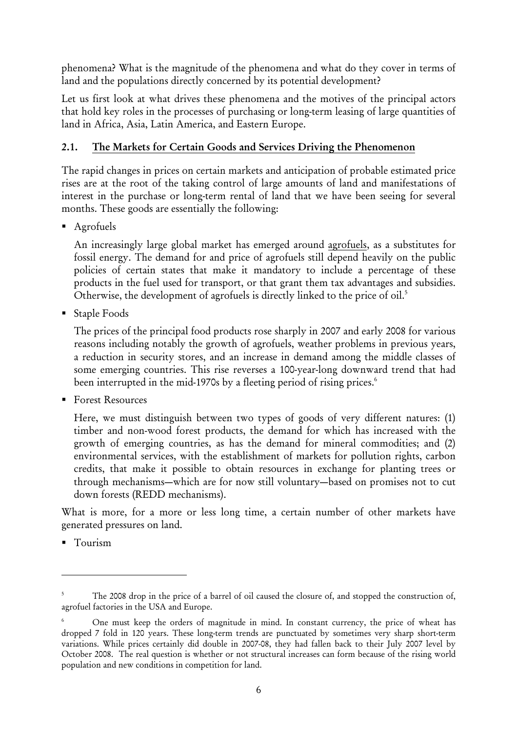phenomena? What is the magnitude of the phenomena and what do they cover in terms of land and the populations directly concerned by its potential development?

Let us first look at what drives these phenomena and the motives of the principal actors that hold key roles in the processes of purchasing or long-term leasing of large quantities of land in Africa, Asia, Latin America, and Eastern Europe.

## 2.1. The Markets for Certain Goods and Services Driving the Phenomenon

The rapid changes in prices on certain markets and anticipation of probable estimated price rises are at the root of the taking control of large amounts of land and manifestations of interest in the purchase or long-term rental of land that we have been seeing for several months. These goods are essentially the following:

- Agrofuels

  An increasingly large global market has emerged around agrofuels, as a substitutes for fossil energy. The demand for and price of agrofuels still depend heavily on the public policies of certain states that make it mandatory to include a percentage of these products in the fuel used for transport, or that grant them tax advantages and subsidies. Otherwise, the development of agrofuels is directly linked to the price of oil.[5]

- Staple Foods

  The prices of the principal food products rose sharply in 2007 and early 2008 for various reasons including notably the growth of agrofuels, weather problems in previous years, a reduction in security stores, and an increase in demand among the middle classes of some emerging countries. This rise reverses a 100-year-long downward trend that had been interrupted in the mid-1970s by a fleeting period of rising prices.[6]

- Forest Resources

  Here, we must distinguish between two types of goods of very different natures: (1) timber and non-wood forest products, the demand for which has increased with the growth of emerging countries, as has the demand for mineral commodities; and (2) environmental services, with the establishment of markets for pollution rights, carbon credits, that make it possible to obtain resources in exchange for planting trees or through mechanisms—which are for now still voluntary—based on promises not to cut down forests (REDD mechanisms).

What is more, for a more or less long time, a certain number of other markets have generated pressures on land.

- Tourism

---

[5] The 2008 drop in the price of a barrel of oil caused the closure of, and stopped the construction of, agrofuel factories in the USA and Europe.

[6] One must keep the orders of magnitude in mind. In constant currency, the price of wheat has dropped 7 fold in 120 years. These long-term trends are punctuated by sometimes very sharp short-term variations. While prices certainly did double in 2007-08, they had fallen back to their July 2007 level by October 2008. The real question is whether or not structural increases can form because of the rising world population and new conditions in competition for land.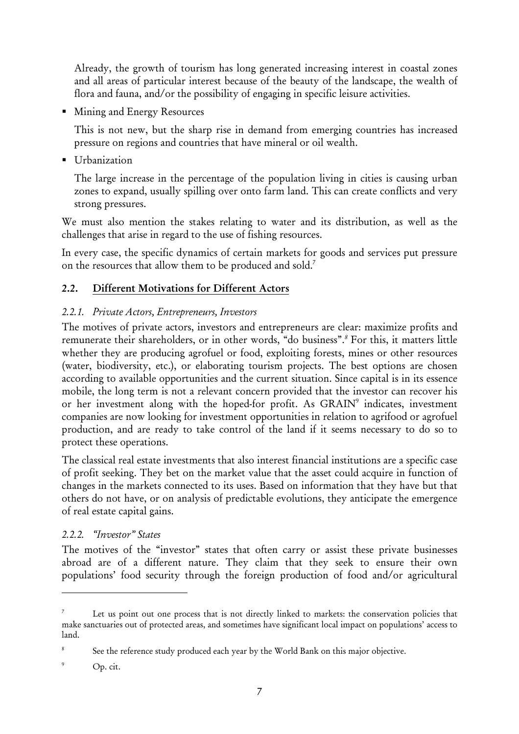Already, the growth of tourism has long generated increasing interest in coastal zones and all areas of particular interest because of the beauty of the landscape, the wealth of flora and fauna, and/or the possibility of engaging in specific leisure activities.

- Mining and Energy Resources

  This is not new, but the sharp rise in demand from emerging countries has increased pressure on regions and countries that have mineral or oil wealth.

- Urbanization

  The large increase in the percentage of the population living in cities is causing urban zones to expand, usually spilling over onto farm land. This can create conflicts and very strong pressures.

We must also mention the stakes relating to water and its distribution, as well as the challenges that arise in regard to the use of fishing resources.

In every case, the specific dynamics of certain markets for goods and services put pressure on the resources that allow them to be produced and sold.[7]

## 2.2. Different Motivations for Different Actors

### *2.2.1. Private Actors, Entrepreneurs, Investors*

The motives of private actors, investors and entrepreneurs are clear: maximize profits and remunerate their shareholders, or in other words, "do business".[8] For this, it matters little whether they are producing agrofuel or food, exploiting forests, mines or other resources (water, biodiversity, etc.), or elaborating tourism projects. The best options are chosen according to available opportunities and the current situation. Since capital is in its essence mobile, the long term is not a relevant concern provided that the investor can recover his or her investment along with the hoped-for profit. As GRAIN[9] indicates, investment companies are now looking for investment opportunities in relation to agrifood or agrofuel production, and are ready to take control of the land if it seems necessary to do so to protect these operations.

The classical real estate investments that also interest financial institutions are a specific case of profit seeking. They bet on the market value that the asset could acquire in function of changes in the markets connected to its uses. Based on information that they have but that others do not have, or on analysis of predictable evolutions, they anticipate the emergence of real estate capital gains.

### *2.2.2. "Investor" States*

The motives of the "investor" states that often carry or assist these private businesses abroad are of a different nature. They claim that they seek to ensure their own populations' food security through the foreign production of food and/or agricultural

---

[7] Let us point out one process that is not directly linked to markets: the conservation policies that make sanctuaries out of protected areas, and sometimes have significant local impact on populations' access to land.

[8] See the reference study produced each year by the World Bank on this major objective.

[9] Op. cit.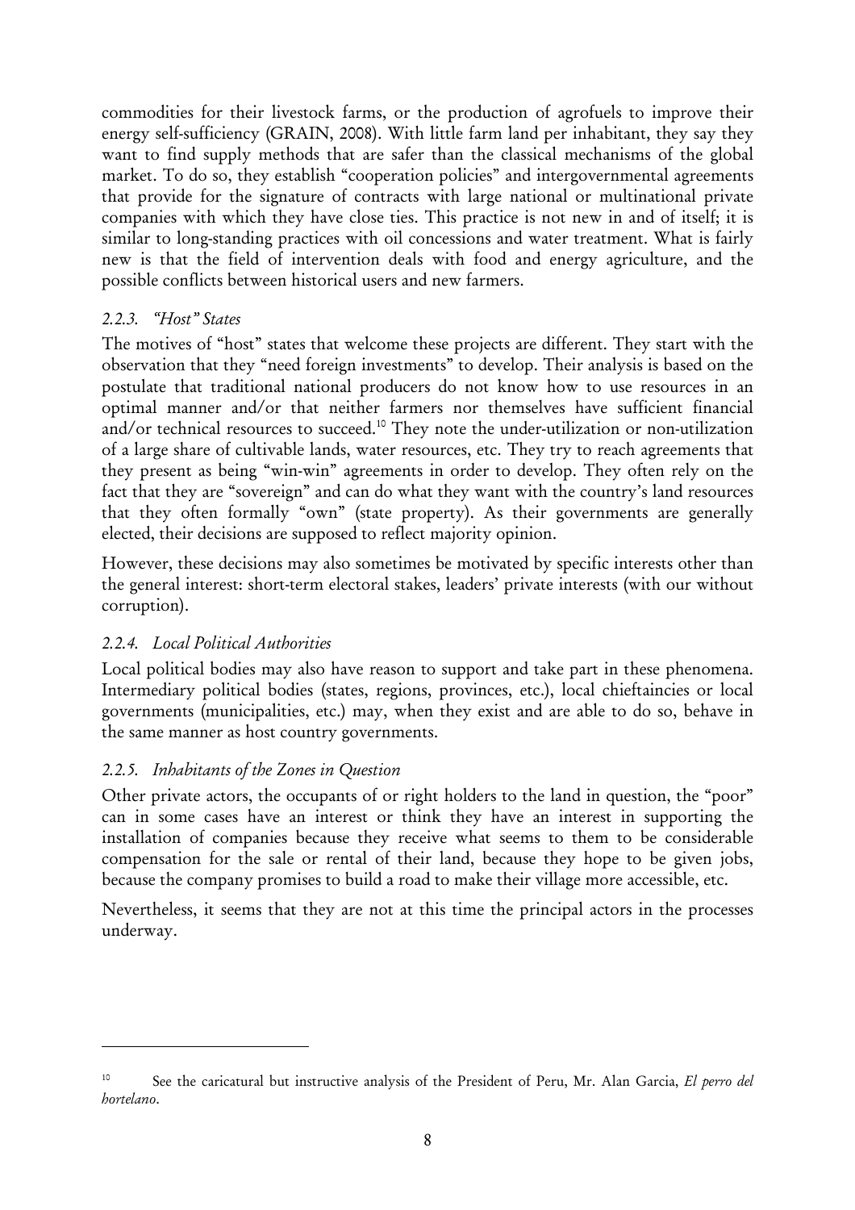commodities for their livestock farms, or the production of agrofuels to improve their energy self-sufficiency (GRAIN, 2008). With little farm land per inhabitant, they say they want to find supply methods that are safer than the classical mechanisms of the global market. To do so, they establish "cooperation policies" and intergovernmental agreements that provide for the signature of contracts with large national or multinational private companies with which they have close ties. This practice is not new in and of itself; it is similar to long-standing practices with oil concessions and water treatment. What is fairly new is that the field of intervention deals with food and energy agriculture, and the possible conflicts between historical users and new farmers.

### *2.2.3. "Host" States*

The motives of "host" states that welcome these projects are different. They start with the observation that they "need foreign investments" to develop. Their analysis is based on the postulate that traditional national producers do not know how to use resources in an optimal manner and/or that neither farmers nor themselves have sufficient financial and/or technical resources to succeed.[10] They note the under-utilization or non-utilization of a large share of cultivable lands, water resources, etc. They try to reach agreements that they present as being "win-win" agreements in order to develop. They often rely on the fact that they are "sovereign" and can do what they want with the country's land resources that they often formally "own" (state property). As their governments are generally elected, their decisions are supposed to reflect majority opinion.

However, these decisions may also sometimes be motivated by specific interests other than the general interest: short-term electoral stakes, leaders' private interests (with our without corruption).

### *2.2.4. Local Political Authorities*

Local political bodies may also have reason to support and take part in these phenomena. Intermediary political bodies (states, regions, provinces, etc.), local chieftaincies or local governments (municipalities, etc.) may, when they exist and are able to do so, behave in the same manner as host country governments.

### *2.2.5. Inhabitants of the Zones in Question*

Other private actors, the occupants of or right holders to the land in question, the "poor" can in some cases have an interest or think they have an interest in supporting the installation of companies because they receive what seems to them to be considerable compensation for the sale or rental of their land, because they hope to be given jobs, because the company promises to build a road to make their village more accessible, etc.

Nevertheless, it seems that they are not at this time the principal actors in the processes underway.

---

[10] See the caricatural but instructive analysis of the President of Peru, Mr. Alan Garcia, *El perro del hortelano*.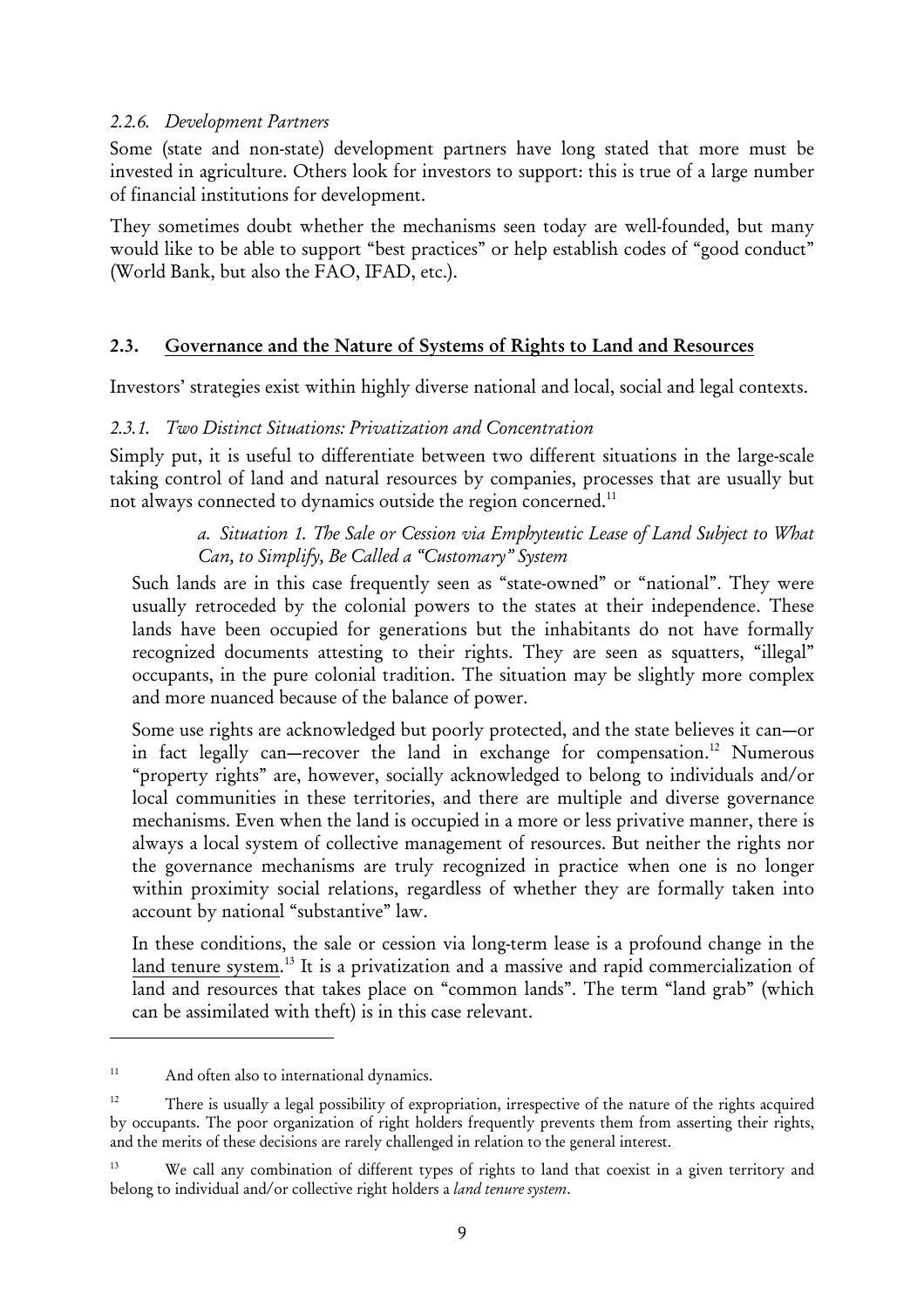### *2.2.6. Development Partners*

Some (state and non-state) development partners have long stated that more must be invested in agriculture. Others look for investors to support: this is true of a large number of financial institutions for development.

They sometimes doubt whether the mechanisms seen today are well-founded, but many would like to be able to support "best practices" or help establish codes of "good conduct" (World Bank, but also the FAO, IFAD, etc.).

## 2.3. Governance and the Nature of Systems of Rights to Land and Resources

Investors' strategies exist within highly diverse national and local, social and legal contexts.

### *2.3.1. Two Distinct Situations: Privatization and Concentration*

Simply put, it is useful to differentiate between two different situations in the large-scale taking control of land and natural resources by companies, processes that are usually but not always connected to dynamics outside the region concerned.[11]

#### *a. Situation 1. The Sale or Cession via Emphyteutic Lease of Land Subject to What Can, to Simplify, Be Called a "Customary" System*

Such lands are in this case frequently seen as "state-owned" or "national". They were usually retroceded by the colonial powers to the states at their independence. These lands have been occupied for generations but the inhabitants do not have formally recognized documents attesting to their rights. They are seen as squatters, "illegal" occupants, in the pure colonial tradition. The situation may be slightly more complex and more nuanced because of the balance of power.

Some use rights are acknowledged but poorly protected, and the state believes it can—or in fact legally can—recover the land in exchange for compensation.[12] Numerous "property rights" are, however, socially acknowledged to belong to individuals and/or local communities in these territories, and there are multiple and diverse governance mechanisms. Even when the land is occupied in a more or less privative manner, there is always a local system of collective management of resources. But neither the rights nor the governance mechanisms are truly recognized in practice when one is no longer within proximity social relations, regardless of whether they are formally taken into account by national "substantive" law.

In these conditions, the sale or cession via long-term lease is a profound change in the land tenure system.[13] It is a privatization and a massive and rapid commercialization of land and resources that takes place on "common lands". The term "land grab" (which can be assimilated with theft) is in this case relevant.

---

[11] And often also to international dynamics.

[12] There is usually a legal possibility of expropriation, irrespective of the nature of the rights acquired by occupants. The poor organization of right holders frequently prevents them from asserting their rights, and the merits of these decisions are rarely challenged in relation to the general interest.

[13] We call any combination of different types of rights to land that coexist in a given territory and belong to individual and/or collective right holders a *land tenure system*.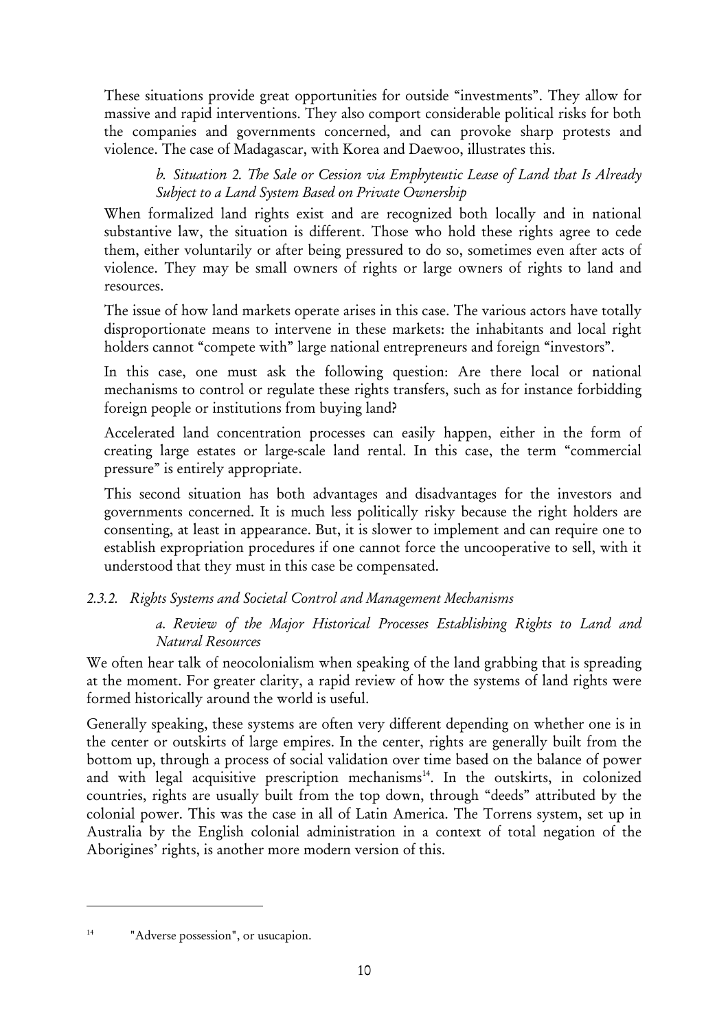These situations provide great opportunities for outside "investments". They allow for massive and rapid interventions. They also comport considerable political risks for both the companies and governments concerned, and can provoke sharp protests and violence. The case of Madagascar, with Korea and Daewoo, illustrates this.

#### *b. Situation 2. The Sale or Cession via Emphyteutic Lease of Land that Is Already Subject to a Land System Based on Private Ownership*

When formalized land rights exist and are recognized both locally and in national substantive law, the situation is different. Those who hold these rights agree to cede them, either voluntarily or after being pressured to do so, sometimes even after acts of violence. They may be small owners of rights or large owners of rights to land and resources.

The issue of how land markets operate arises in this case. The various actors have totally disproportionate means to intervene in these markets: the inhabitants and local right holders cannot "compete with" large national entrepreneurs and foreign "investors".

In this case, one must ask the following question: Are there local or national mechanisms to control or regulate these rights transfers, such as for instance forbidding foreign people or institutions from buying land?

Accelerated land concentration processes can easily happen, either in the form of creating large estates or large-scale land rental. In this case, the term "commercial pressure" is entirely appropriate.

This second situation has both advantages and disadvantages for the investors and governments concerned. It is much less politically risky because the right holders are consenting, at least in appearance. But, it is slower to implement and can require one to establish expropriation procedures if one cannot force the uncooperative to sell, with it understood that they must in this case be compensated.

### *2.3.2. Rights Systems and Societal Control and Management Mechanisms*

#### *a. Review of the Major Historical Processes Establishing Rights to Land and Natural Resources*

We often hear talk of neocolonialism when speaking of the land grabbing that is spreading at the moment. For greater clarity, a rapid review of how the systems of land rights were formed historically around the world is useful.

Generally speaking, these systems are often very different depending on whether one is in the center or outskirts of large empires. In the center, rights are generally built from the bottom up, through a process of social validation over time based on the balance of power and with legal acquisitive prescription mechanisms[14]. In the outskirts, in colonized countries, rights are usually built from the top down, through "deeds" attributed by the colonial power. This was the case in all of Latin America. The Torrens system, set up in Australia by the English colonial administration in a context of total negation of the Aborigines' rights, is another more modern version of this.

---

[14] "Adverse possession", or usucapion.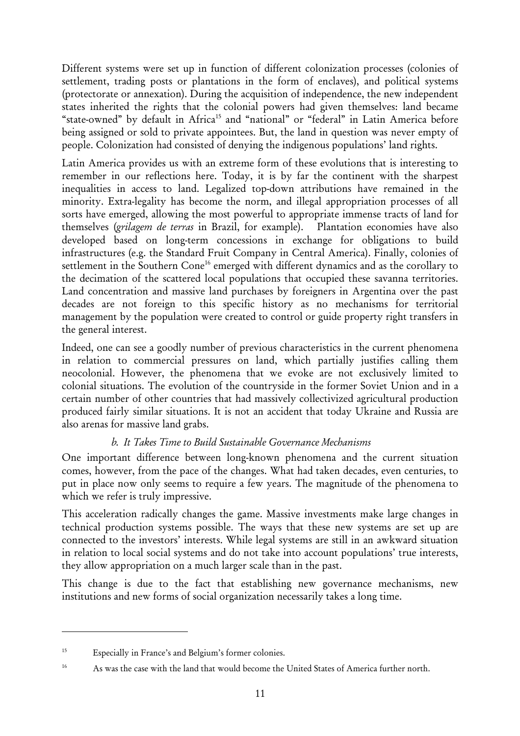Different systems were set up in function of different colonization processes (colonies of settlement, trading posts or plantations in the form of enclaves), and political systems (protectorate or annexation). During the acquisition of independence, the new independent states inherited the rights that the colonial powers had given themselves: land became "state-owned" by default in Africa[15] and "national" or "federal" in Latin America before being assigned or sold to private appointees. But, the land in question was never empty of people. Colonization had consisted of denying the indigenous populations' land rights.

Latin America provides us with an extreme form of these evolutions that is interesting to remember in our reflections here. Today, it is by far the continent with the sharpest inequalities in access to land. Legalized top-down attributions have remained in the minority. Extra-legality has become the norm, and illegal appropriation processes of all sorts have emerged, allowing the most powerful to appropriate immense tracts of land for themselves (*grilagem de terras* in Brazil, for example). Plantation economies have also developed based on long-term concessions in exchange for obligations to build infrastructures (e.g. the Standard Fruit Company in Central America). Finally, colonies of settlement in the Southern Cone[16] emerged with different dynamics and as the corollary to the decimation of the scattered local populations that occupied these savanna territories. Land concentration and massive land purchases by foreigners in Argentina over the past decades are not foreign to this specific history as no mechanisms for territorial management by the population were created to control or guide property right transfers in the general interest.

Indeed, one can see a goodly number of previous characteristics in the current phenomena in relation to commercial pressures on land, which partially justifies calling them neocolonial. However, the phenomena that we evoke are not exclusively limited to colonial situations. The evolution of the countryside in the former Soviet Union and in a certain number of other countries that had massively collectivized agricultural production produced fairly similar situations. It is not an accident that today Ukraine and Russia are also arenas for massive land grabs.

### *b. It Takes Time to Build Sustainable Governance Mechanisms*

One important difference between long-known phenomena and the current situation comes, however, from the pace of the changes. What had taken decades, even centuries, to put in place now only seems to require a few years. The magnitude of the phenomena to which we refer is truly impressive.

This acceleration radically changes the game. Massive investments make large changes in technical production systems possible. The ways that these new systems are set up are connected to the investors' interests. While legal systems are still in an awkward situation in relation to local social systems and do not take into account populations' true interests, they allow appropriation on a much larger scale than in the past.

This change is due to the fact that establishing new governance mechanisms, new institutions and new forms of social organization necessarily takes a long time.

---

[15] Especially in France's and Belgium's former colonies.

[16] As was the case with the land that would become the United States of America further north.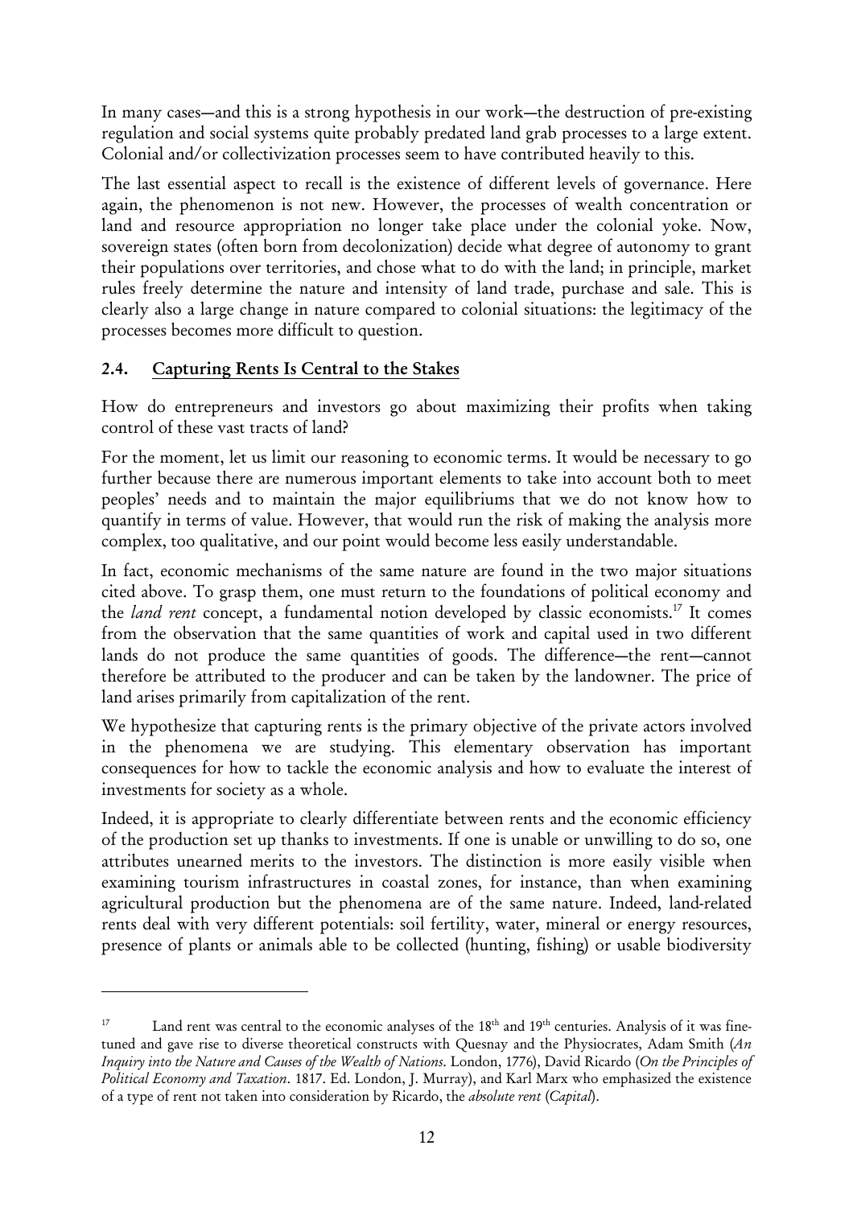In many cases—and this is a strong hypothesis in our work—the destruction of pre-existing regulation and social systems quite probably predated land grab processes to a large extent. Colonial and/or collectivization processes seem to have contributed heavily to this.

The last essential aspect to recall is the existence of different levels of governance. Here again, the phenomenon is not new. However, the processes of wealth concentration or land and resource appropriation no longer take place under the colonial yoke. Now, sovereign states (often born from decolonization) decide what degree of autonomy to grant their populations over territories, and chose what to do with the land; in principle, market rules freely determine the nature and intensity of land trade, purchase and sale. This is clearly also a large change in nature compared to colonial situations: the legitimacy of the processes becomes more difficult to question.

## 2.4. Capturing Rents Is Central to the Stakes

How do entrepreneurs and investors go about maximizing their profits when taking control of these vast tracts of land?

For the moment, let us limit our reasoning to economic terms. It would be necessary to go further because there are numerous important elements to take into account both to meet peoples' needs and to maintain the major equilibriums that we do not know how to quantify in terms of value. However, that would run the risk of making the analysis more complex, too qualitative, and our point would become less easily understandable.

In fact, economic mechanisms of the same nature are found in the two major situations cited above. To grasp them, one must return to the foundations of political economy and the *land rent* concept, a fundamental notion developed by classic economists.[17] It comes from the observation that the same quantities of work and capital used in two different lands do not produce the same quantities of goods. The difference—the rent—cannot therefore be attributed to the producer and can be taken by the landowner. The price of land arises primarily from capitalization of the rent.

We hypothesize that capturing rents is the primary objective of the private actors involved in the phenomena we are studying. This elementary observation has important consequences for how to tackle the economic analysis and how to evaluate the interest of investments for society as a whole.

Indeed, it is appropriate to clearly differentiate between rents and the economic efficiency of the production set up thanks to investments. If one is unable or unwilling to do so, one attributes unearned merits to the investors. The distinction is more easily visible when examining tourism infrastructures in coastal zones, for instance, than when examining agricultural production but the phenomena are of the same nature. Indeed, land-related rents deal with very different potentials: soil fertility, water, mineral or energy resources, presence of plants or animals able to be collected (hunting, fishing) or usable biodiversity

---

[17] Land rent was central to the economic analyses of the 18th and 19th centuries. Analysis of it was fine-tuned and gave rise to diverse theoretical constructs with Quesnay and the Physiocrates, Adam Smith (*An Inquiry into the Nature and Causes of the Wealth of Nations*. London, 1776), David Ricardo (*On the Principles of Political Economy and Taxation*. 1817. Ed. London, J. Murray), and Karl Marx who emphasized the existence of a type of rent not taken into consideration by Ricardo, the *absolute rent* (*Capital*).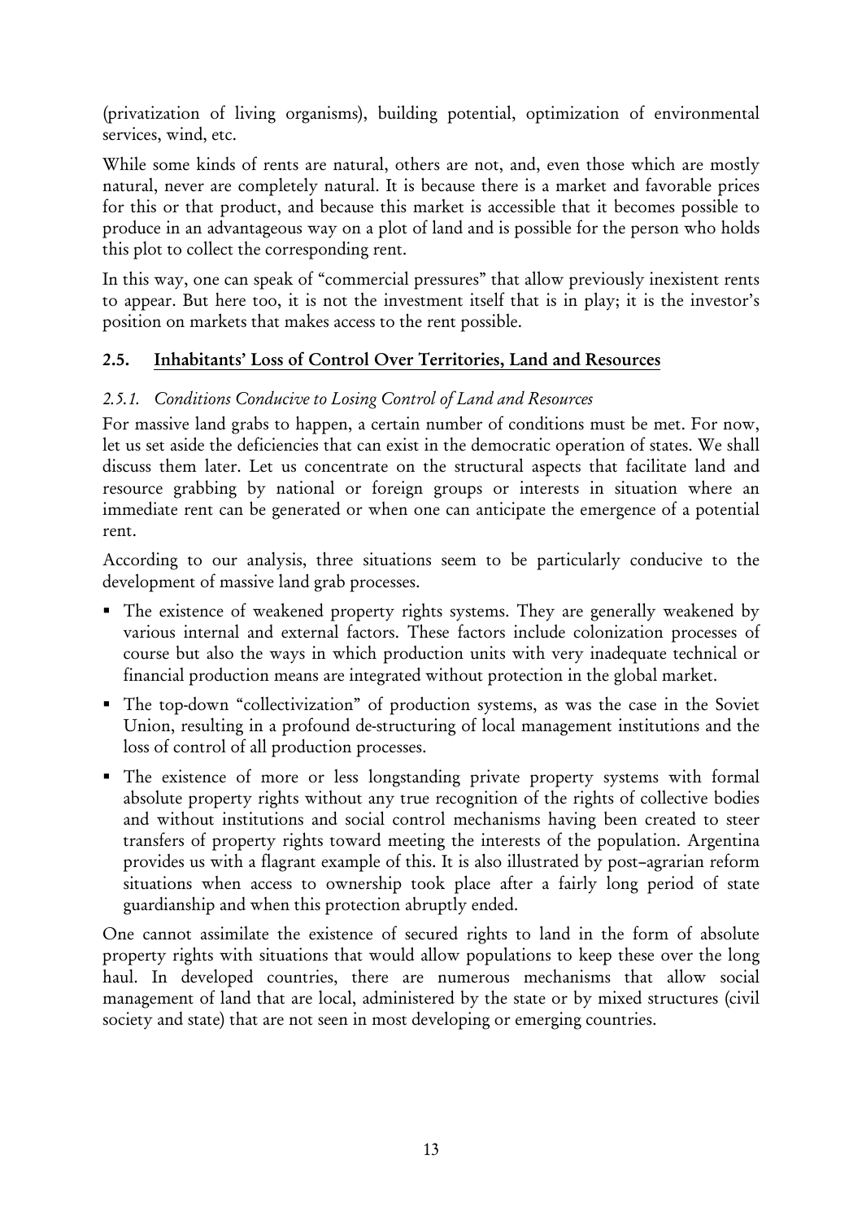(privatization of living organisms), building potential, optimization of environmental services, wind, etc.

While some kinds of rents are natural, others are not, and, even those which are mostly natural, never are completely natural. It is because there is a market and favorable prices for this or that product, and because this market is accessible that it becomes possible to produce in an advantageous way on a plot of land and is possible for the person who holds this plot to collect the corresponding rent.

In this way, one can speak of "commercial pressures" that allow previously inexistent rents to appear. But here too, it is not the investment itself that is in play; it is the investor's position on markets that makes access to the rent possible.

## 2.5. Inhabitants' Loss of Control Over Territories, Land and Resources

### *2.5.1. Conditions Conducive to Losing Control of Land and Resources*

For massive land grabs to happen, a certain number of conditions must be met. For now, let us set aside the deficiencies that can exist in the democratic operation of states. We shall discuss them later. Let us concentrate on the structural aspects that facilitate land and resource grabbing by national or foreign groups or interests in situation where an immediate rent can be generated or when one can anticipate the emergence of a potential rent.

According to our analysis, three situations seem to be particularly conducive to the development of massive land grab processes.

- The existence of weakened property rights systems. They are generally weakened by various internal and external factors. These factors include colonization processes of course but also the ways in which production units with very inadequate technical or financial production means are integrated without protection in the global market.
- The top-down "collectivization" of production systems, as was the case in the Soviet Union, resulting in a profound de-structuring of local management institutions and the loss of control of all production processes.
- The existence of more or less longstanding private property systems with formal absolute property rights without any true recognition of the rights of collective bodies and without institutions and social control mechanisms having been created to steer transfers of property rights toward meeting the interests of the population. Argentina provides us with a flagrant example of this. It is also illustrated by post–agrarian reform situations when access to ownership took place after a fairly long period of state guardianship and when this protection abruptly ended.

One cannot assimilate the existence of secured rights to land in the form of absolute property rights with situations that would allow populations to keep these over the long haul. In developed countries, there are numerous mechanisms that allow social management of land that are local, administered by the state or by mixed structures (civil society and state) that are not seen in most developing or emerging countries.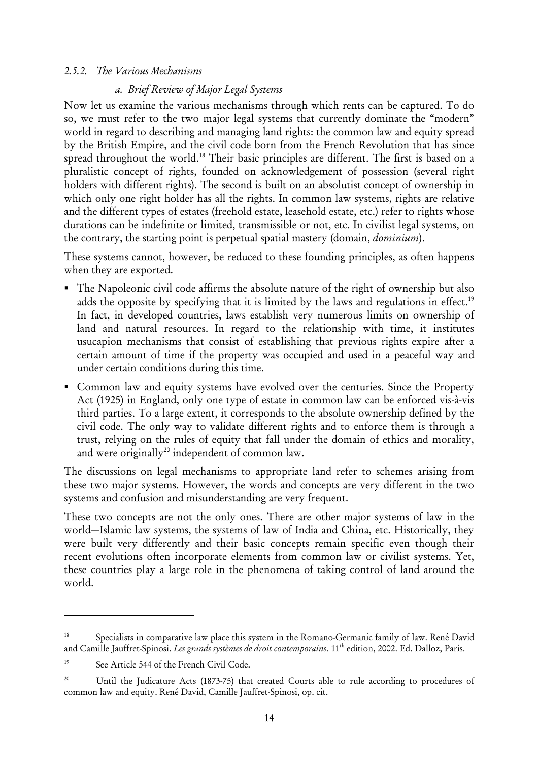#### *2.5.2. The Various Mechanisms*

##### *a. Brief Review of Major Legal Systems*

Now let us examine the various mechanisms through which rents can be captured. To do so, we must refer to the two major legal systems that currently dominate the "modern" world in regard to describing and managing land rights: the common law and equity spread by the British Empire, and the civil code born from the French Revolution that has since spread throughout the world.[18] Their basic principles are different. The first is based on a pluralistic concept of rights, founded on acknowledgement of possession (several right holders with different rights). The second is built on an absolutist concept of ownership in which only one right holder has all the rights. In common law systems, rights are relative and the different types of estates (freehold estate, leasehold estate, etc.) refer to rights whose durations can be indefinite or limited, transmissible or not, etc. In civilist legal systems, on the contrary, the starting point is perpetual spatial mastery (domain, *dominium*).

These systems cannot, however, be reduced to these founding principles, as often happens when they are exported.

- The Napoleonic civil code affirms the absolute nature of the right of ownership but also adds the opposite by specifying that it is limited by the laws and regulations in effect.[19] In fact, in developed countries, laws establish very numerous limits on ownership of land and natural resources. In regard to the relationship with time, it institutes usucapion mechanisms that consist of establishing that previous rights expire after a certain amount of time if the property was occupied and used in a peaceful way and under certain conditions during this time.
- Common law and equity systems have evolved over the centuries. Since the Property Act (1925) in England, only one type of estate in common law can be enforced vis-à-vis third parties. To a large extent, it corresponds to the absolute ownership defined by the civil code. The only way to validate different rights and to enforce them is through a trust, relying on the rules of equity that fall under the domain of ethics and morality, and were originally[20] independent of common law.

The discussions on legal mechanisms to appropriate land refer to schemes arising from these two major systems. However, the words and concepts are very different in the two systems and confusion and misunderstanding are very frequent.

These two concepts are not the only ones. There are other major systems of law in the world—Islamic law systems, the systems of law of India and China, etc. Historically, they were built very differently and their basic concepts remain specific even though their recent evolutions often incorporate elements from common law or civilist systems. Yet, these countries play a large role in the phenomena of taking control of land around the world.

---

[18] Specialists in comparative law place this system in the Romano-Germanic family of law. René David and Camille Jauffret-Spinosi. *Les grands systèmes de droit contemporains*. 11th edition, 2002. Ed. Dalloz, Paris.

[19] See Article 544 of the French Civil Code.

[20] Until the Judicature Acts (1873-75) that created Courts able to rule according to procedures of common law and equity. René David, Camille Jauffret-Spinosi, op. cit.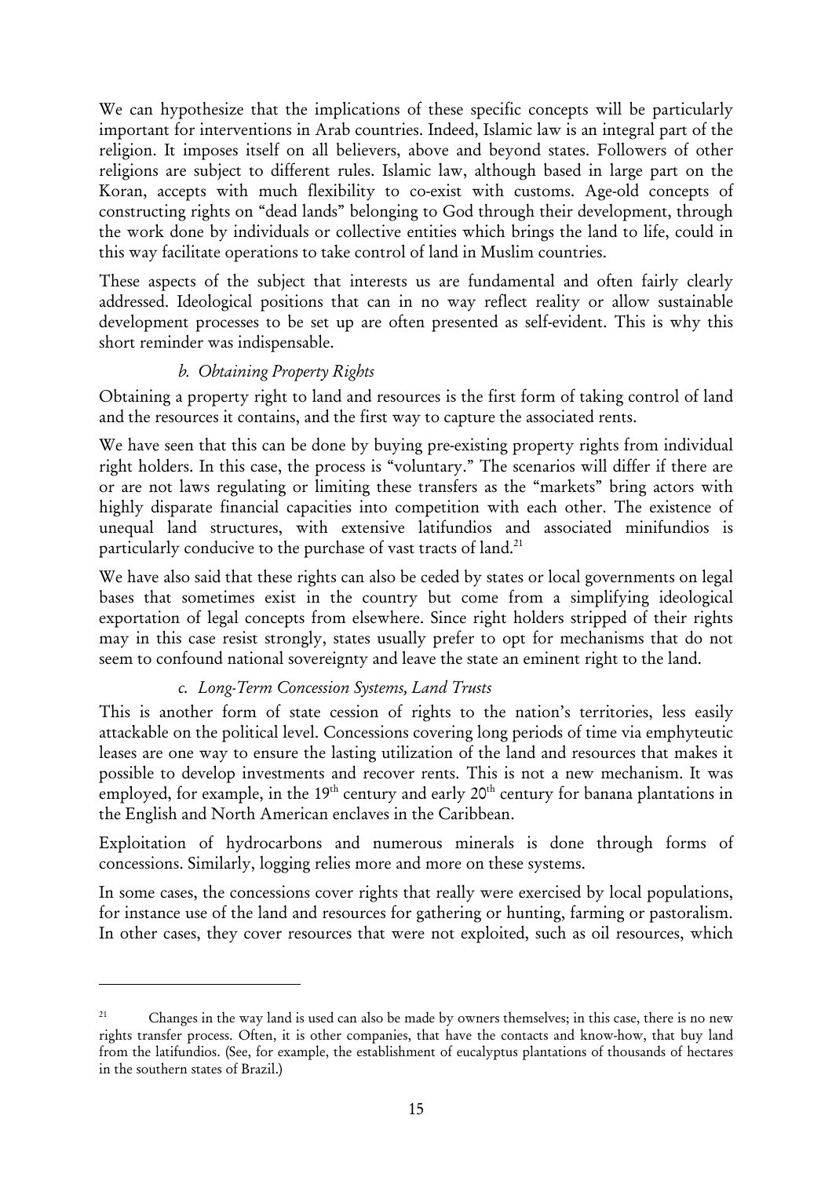We can hypothesize that the implications of these specific concepts will be particularly important for interventions in Arab countries. Indeed, Islamic law is an integral part of the religion. It imposes itself on all believers, above and beyond states. Followers of other religions are subject to different rules. Islamic law, although based in large part on the Koran, accepts with much flexibility to co-exist with customs. Age-old concepts of constructing rights on "dead lands" belonging to God through their development, through the work done by individuals or collective entities which brings the land to life, could in this way facilitate operations to take control of land in Muslim countries.

These aspects of the subject that interests us are fundamental and often fairly clearly addressed. Ideological positions that can in no way reflect reality or allow sustainable development processes to be set up are often presented as self-evident. This is why this short reminder was indispensable.

### *b. Obtaining Property Rights*

Obtaining a property right to land and resources is the first form of taking control of land and the resources it contains, and the first way to capture the associated rents.

We have seen that this can be done by buying pre-existing property rights from individual right holders. In this case, the process is "voluntary." The scenarios will differ if there are or are not laws regulating or limiting these transfers as the "markets" bring actors with highly disparate financial capacities into competition with each other. The existence of unequal land structures, with extensive latifundios and associated minifundios is particularly conducive to the purchase of vast tracts of land.[21]

We have also said that these rights can also be ceded by states or local governments on legal bases that sometimes exist in the country but come from a simplifying ideological exportation of legal concepts from elsewhere. Since right holders stripped of their rights may in this case resist strongly, states usually prefer to opt for mechanisms that do not seem to confound national sovereignty and leave the state an eminent right to the land.

### *c. Long-Term Concession Systems, Land Trusts*

This is another form of state cession of rights to the nation's territories, less easily attackable on the political level. Concessions covering long periods of time via emphyteutic leases are one way to ensure the lasting utilization of the land and resources that makes it possible to develop investments and recover rents. This is not a new mechanism. It was employed, for example, in the 19th century and early 20th century for banana plantations in the English and North American enclaves in the Caribbean.

Exploitation of hydrocarbons and numerous minerals is done through forms of concessions. Similarly, logging relies more and more on these systems.

In some cases, the concessions cover rights that really were exercised by local populations, for instance use of the land and resources for gathering or hunting, farming or pastoralism. In other cases, they cover resources that were not exploited, such as oil resources, which

---

[21] Changes in the way land is used can also be made by owners themselves; in this case, there is no new rights transfer process. Often, it is other companies, that have the contacts and know-how, that buy land from the latifundios. (See, for example, the establishment of eucalyptus plantations of thousands of hectares in the southern states of Brazil.)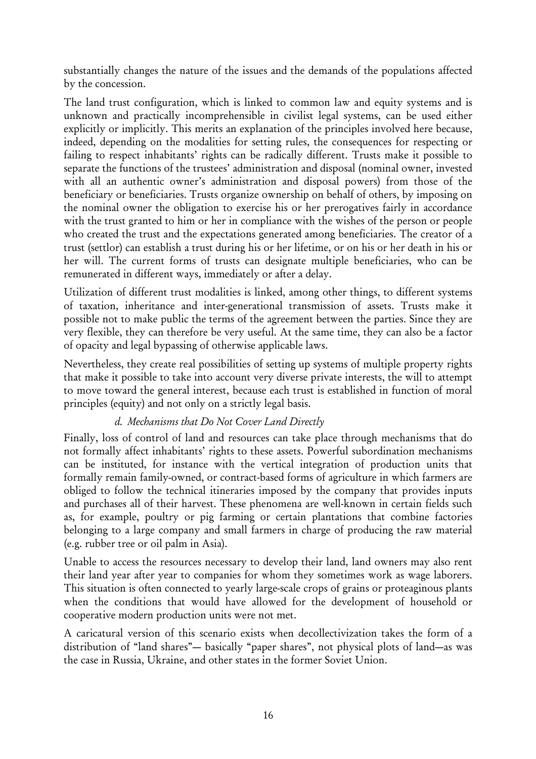substantially changes the nature of the issues and the demands of the populations affected by the concession.

The land trust configuration, which is linked to common law and equity systems and is unknown and practically incomprehensible in civilist legal systems, can be used either explicitly or implicitly. This merits an explanation of the principles involved here because, indeed, depending on the modalities for setting rules, the consequences for respecting or failing to respect inhabitants' rights can be radically different. Trusts make it possible to separate the functions of the trustees' administration and disposal (nominal owner, invested with all an authentic owner's administration and disposal powers) from those of the beneficiary or beneficiaries. Trusts organize ownership on behalf of others, by imposing on the nominal owner the obligation to exercise his or her prerogatives fairly in accordance with the trust granted to him or her in compliance with the wishes of the person or people who created the trust and the expectations generated among beneficiaries. The creator of a trust (settlor) can establish a trust during his or her lifetime, or on his or her death in his or her will. The current forms of trusts can designate multiple beneficiaries, who can be remunerated in different ways, immediately or after a delay.

Utilization of different trust modalities is linked, among other things, to different systems of taxation, inheritance and inter-generational transmission of assets. Trusts make it possible not to make public the terms of the agreement between the parties. Since they are very flexible, they can therefore be very useful. At the same time, they can also be a factor of opacity and legal bypassing of otherwise applicable laws.

Nevertheless, they create real possibilities of setting up systems of multiple property rights that make it possible to take into account very diverse private interests, the will to attempt to move toward the general interest, because each trust is established in function of moral principles (equity) and not only on a strictly legal basis.

#### *d. Mechanisms that Do Not Cover Land Directly*

Finally, loss of control of land and resources can take place through mechanisms that do not formally affect inhabitants' rights to these assets. Powerful subordination mechanisms can be instituted, for instance with the vertical integration of production units that formally remain family-owned, or contract-based forms of agriculture in which farmers are obliged to follow the technical itineraries imposed by the company that provides inputs and purchases all of their harvest. These phenomena are well-known in certain fields such as, for example, poultry or pig farming or certain plantations that combine factories belonging to a large company and small farmers in charge of producing the raw material (e.g. rubber tree or oil palm in Asia).

Unable to access the resources necessary to develop their land, land owners may also rent their land year after year to companies for whom they sometimes work as wage laborers. This situation is often connected to yearly large-scale crops of grains or proteaginous plants when the conditions that would have allowed for the development of household or cooperative modern production units were not met.

A caricatural version of this scenario exists when decollectivization takes the form of a distribution of "land shares"— basically "paper shares", not physical plots of land—as was the case in Russia, Ukraine, and other states in the former Soviet Union.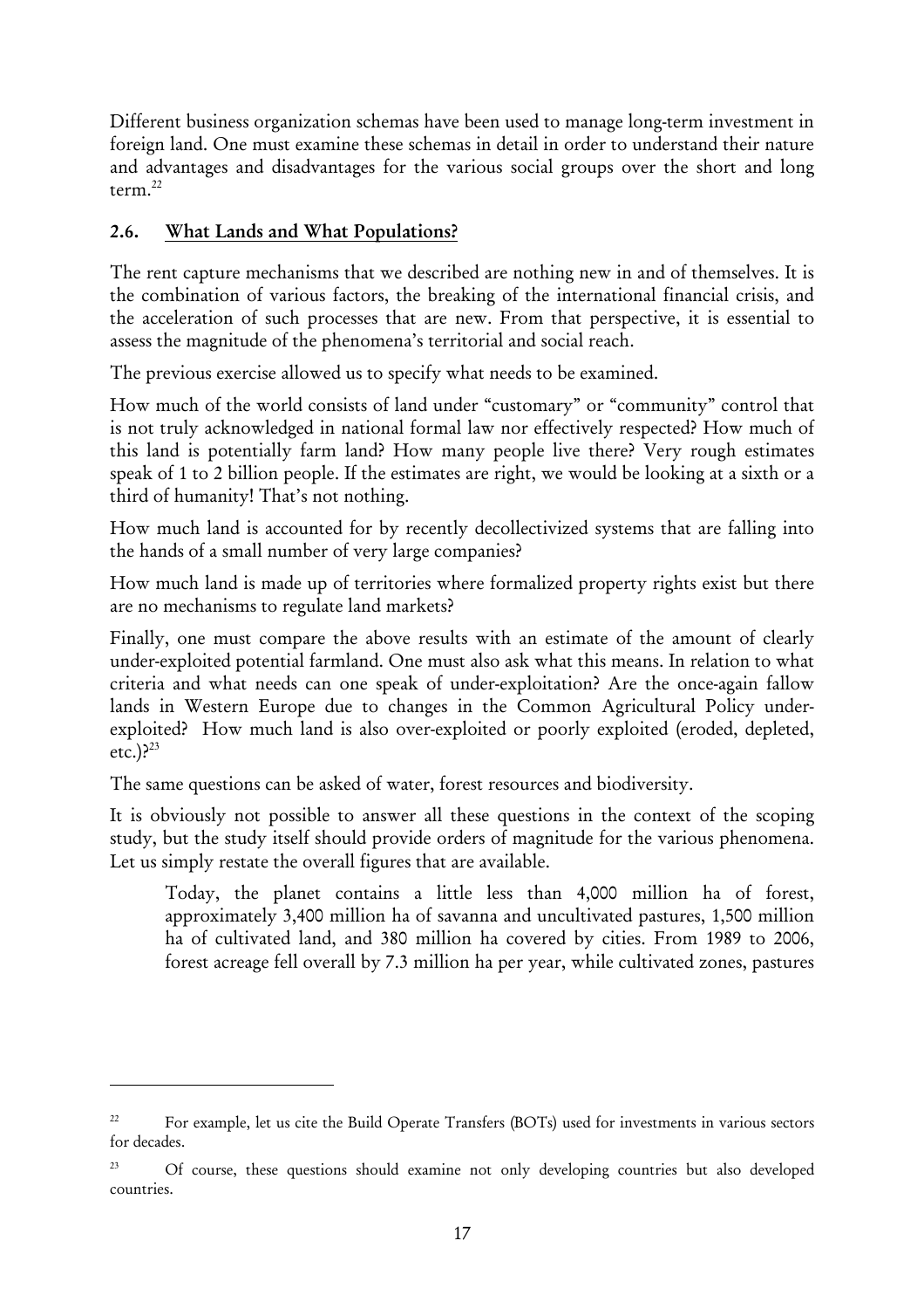Different business organization schemas have been used to manage long-term investment in foreign land. One must examine these schemas in detail in order to understand their nature and advantages and disadvantages for the various social groups over the short and long term.[22]

## 2.6. What Lands and What Populations?

The rent capture mechanisms that we described are nothing new in and of themselves. It is the combination of various factors, the breaking of the international financial crisis, and the acceleration of such processes that are new. From that perspective, it is essential to assess the magnitude of the phenomena's territorial and social reach.

The previous exercise allowed us to specify what needs to be examined.

How much of the world consists of land under "customary" or "community" control that is not truly acknowledged in national formal law nor effectively respected? How much of this land is potentially farm land? How many people live there? Very rough estimates speak of 1 to 2 billion people. If the estimates are right, we would be looking at a sixth or a third of humanity! That's not nothing.

How much land is accounted for by recently decollectivized systems that are falling into the hands of a small number of very large companies?

How much land is made up of territories where formalized property rights exist but there are no mechanisms to regulate land markets?

Finally, one must compare the above results with an estimate of the amount of clearly under-exploited potential farmland. One must also ask what this means. In relation to what criteria and what needs can one speak of under-exploitation? Are the once-again fallow lands in Western Europe due to changes in the Common Agricultural Policy under-exploited? How much land is also over-exploited or poorly exploited (eroded, depleted, etc.)?[23]

The same questions can be asked of water, forest resources and biodiversity.

It is obviously not possible to answer all these questions in the context of the scoping study, but the study itself should provide orders of magnitude for the various phenomena. Let us simply restate the overall figures that are available.

> Today, the planet contains a little less than 4,000 million ha of forest, approximately 3,400 million ha of savanna and uncultivated pastures, 1,500 million ha of cultivated land, and 380 million ha covered by cities. From 1989 to 2006, forest acreage fell overall by 7.3 million ha per year, while cultivated zones, pastures

---

[22] For example, let us cite the Build Operate Transfers (BOTs) used for investments in various sectors for decades.

[23] Of course, these questions should examine not only developing countries but also developed countries.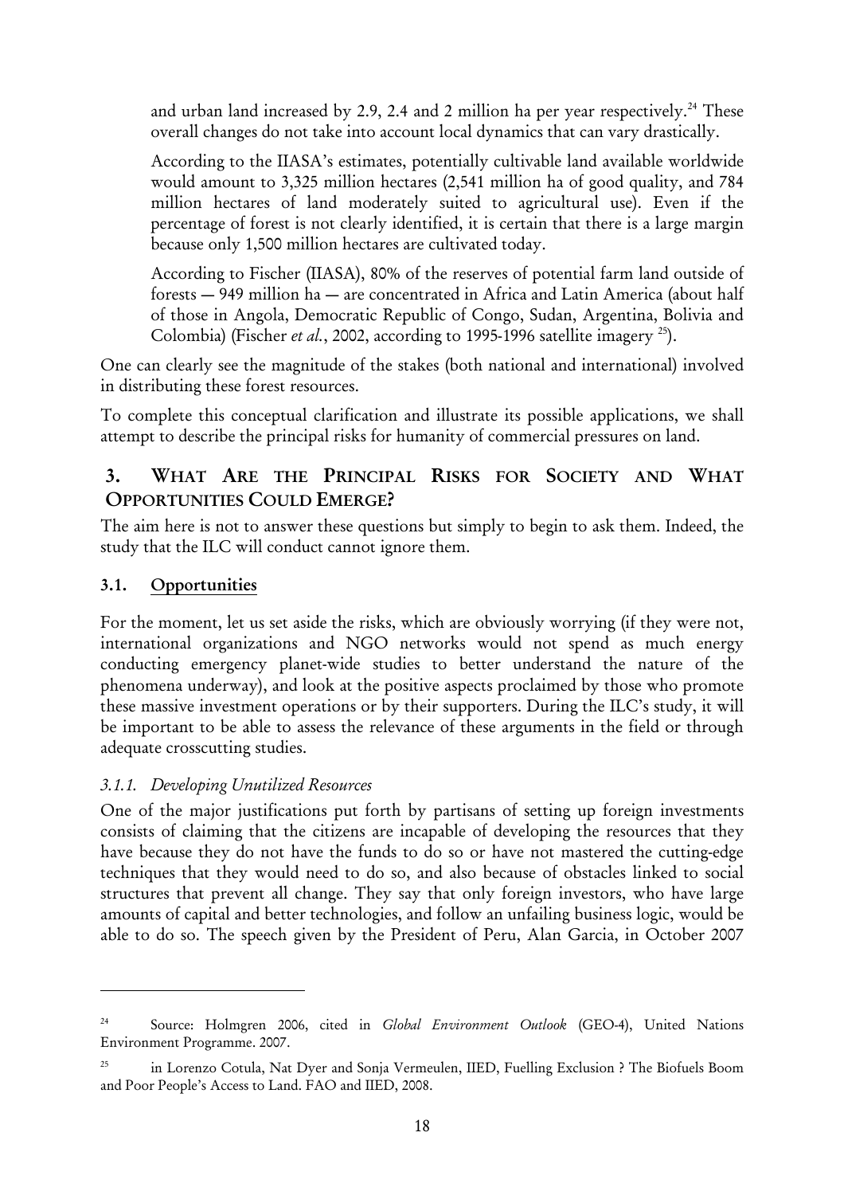and urban land increased by 2.9, 2.4 and 2 million ha per year respectively.[24] These overall changes do not take into account local dynamics that can vary drastically.

According to the IIASA's estimates, potentially cultivable land available worldwide would amount to 3,325 million hectares (2,541 million ha of good quality, and 784 million hectares of land moderately suited to agricultural use). Even if the percentage of forest is not clearly identified, it is certain that there is a large margin because only 1,500 million hectares are cultivated today.

According to Fischer (IIASA), 80% of the reserves of potential farm land outside of forests — 949 million ha — are concentrated in Africa and Latin America (about half of those in Angola, Democratic Republic of Congo, Sudan, Argentina, Bolivia and Colombia) (Fischer *et al.*, 2002, according to 1995-1996 satellite imagery [25]).

One can clearly see the magnitude of the stakes (both national and international) involved in distributing these forest resources.

To complete this conceptual clarification and illustrate its possible applications, we shall attempt to describe the principal risks for humanity of commercial pressures on land.

## 3. What Are the Principal Risks for Society and What Opportunities Could Emerge?

The aim here is not to answer these questions but simply to begin to ask them. Indeed, the study that the ILC will conduct cannot ignore them.

### 3.1. Opportunities

For the moment, let us set aside the risks, which are obviously worrying (if they were not, international organizations and NGO networks would not spend as much energy conducting emergency planet-wide studies to better understand the nature of the phenomena underway), and look at the positive aspects proclaimed by those who promote these massive investment operations or by their supporters. During the ILC's study, it will be important to be able to assess the relevance of these arguments in the field or through adequate crosscutting studies.

#### *3.1.1. Developing Unutilized Resources*

One of the major justifications put forth by partisans of setting up foreign investments consists of claiming that the citizens are incapable of developing the resources that they have because they do not have the funds to do so or have not mastered the cutting-edge techniques that they would need to do so, and also because of obstacles linked to social structures that prevent all change. They say that only foreign investors, who have large amounts of capital and better technologies, and follow an unfailing business logic, would be able to do so. The speech given by the President of Peru, Alan Garcia, in October 2007

---

[24] Source: Holmgren 2006, cited in *Global Environment Outlook* (GEO-4), United Nations Environment Programme. 2007.

[25] in Lorenzo Cotula, Nat Dyer and Sonja Vermeulen, IIED, Fuelling Exclusion ? The Biofuels Boom and Poor People's Access to Land. FAO and IIED, 2008.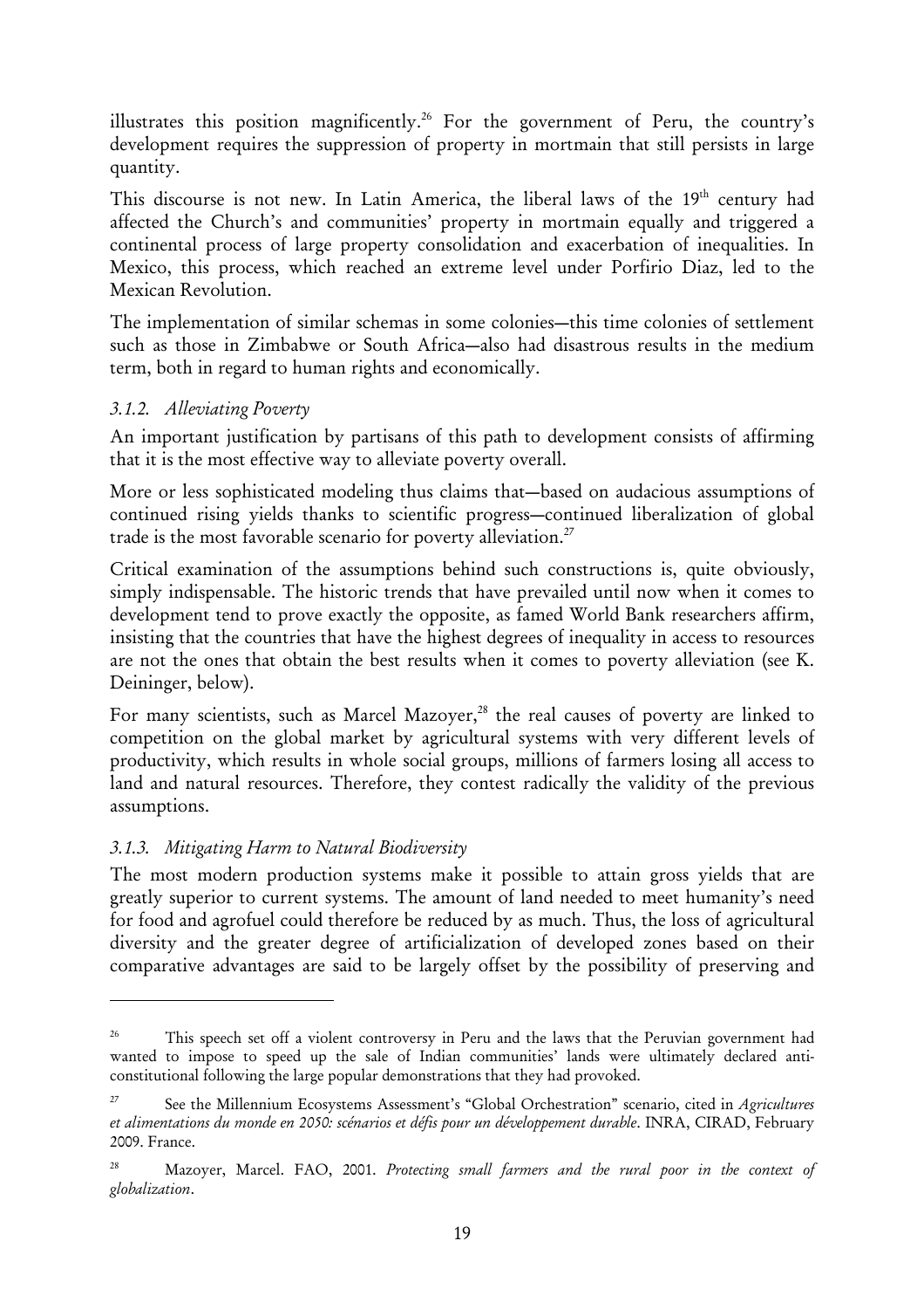illustrates this position magnificently.[26] For the government of Peru, the country's development requires the suppression of property in mortmain that still persists in large quantity.

This discourse is not new. In Latin America, the liberal laws of the 19th century had affected the Church's and communities' property in mortmain equally and triggered a continental process of large property consolidation and exacerbation of inequalities. In Mexico, this process, which reached an extreme level under Porfirio Diaz, led to the Mexican Revolution.

The implementation of similar schemas in some colonies—this time colonies of settlement such as those in Zimbabwe or South Africa—also had disastrous results in the medium term, both in regard to human rights and economically.

### *3.1.2. Alleviating Poverty*

An important justification by partisans of this path to development consists of affirming that it is the most effective way to alleviate poverty overall.

More or less sophisticated modeling thus claims that—based on audacious assumptions of continued rising yields thanks to scientific progress—continued liberalization of global trade is the most favorable scenario for poverty alleviation.[27]

Critical examination of the assumptions behind such constructions is, quite obviously, simply indispensable. The historic trends that have prevailed until now when it comes to development tend to prove exactly the opposite, as famed World Bank researchers affirm, insisting that the countries that have the highest degrees of inequality in access to resources are not the ones that obtain the best results when it comes to poverty alleviation (see K. Deininger, below).

For many scientists, such as Marcel Mazoyer,[28] the real causes of poverty are linked to competition on the global market by agricultural systems with very different levels of productivity, which results in whole social groups, millions of farmers losing all access to land and natural resources. Therefore, they contest radically the validity of the previous assumptions.

### *3.1.3. Mitigating Harm to Natural Biodiversity*

The most modern production systems make it possible to attain gross yields that are greatly superior to current systems. The amount of land needed to meet humanity's need for food and agrofuel could therefore be reduced by as much. Thus, the loss of agricultural diversity and the greater degree of artificialization of developed zones based on their comparative advantages are said to be largely offset by the possibility of preserving and

---

[26] This speech set off a violent controversy in Peru and the laws that the Peruvian government had wanted to impose to speed up the sale of Indian communities' lands were ultimately declared anti-constitutional following the large popular demonstrations that they had provoked.

[27] See the Millennium Ecosystems Assessment's "Global Orchestration" scenario, cited in *Agricultures et alimentations du monde en 2050: scénarios et défis pour un développement durable*. INRA, CIRAD, February 2009. France.

[28] Mazoyer, Marcel. FAO, 2001. *Protecting small farmers and the rural poor in the context of globalization*.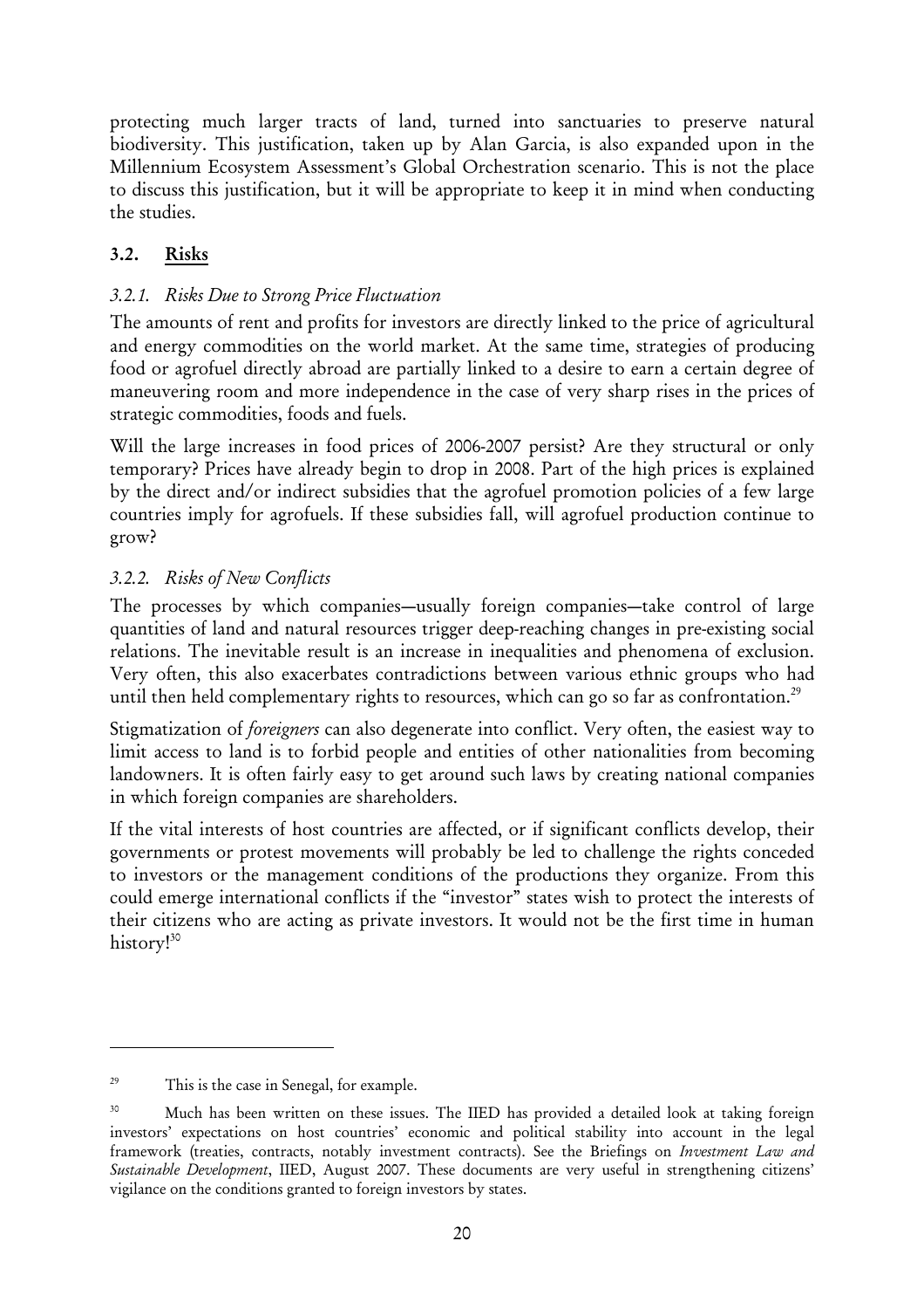protecting much larger tracts of land, turned into sanctuaries to preserve natural biodiversity. This justification, taken up by Alan Garcia, is also expanded upon in the Millennium Ecosystem Assessment's Global Orchestration scenario. This is not the place to discuss this justification, but it will be appropriate to keep it in mind when conducting the studies.

## 3.2. Risks

### *3.2.1. Risks Due to Strong Price Fluctuation*

The amounts of rent and profits for investors are directly linked to the price of agricultural and energy commodities on the world market. At the same time, strategies of producing food or agrofuel directly abroad are partially linked to a desire to earn a certain degree of maneuvering room and more independence in the case of very sharp rises in the prices of strategic commodities, foods and fuels.

Will the large increases in food prices of 2006-2007 persist? Are they structural or only temporary? Prices have already begin to drop in 2008. Part of the high prices is explained by the direct and/or indirect subsidies that the agrofuel promotion policies of a few large countries imply for agrofuels. If these subsidies fall, will agrofuel production continue to grow?

### *3.2.2. Risks of New Conflicts*

The processes by which companies—usually foreign companies—take control of large quantities of land and natural resources trigger deep-reaching changes in pre-existing social relations. The inevitable result is an increase in inequalities and phenomena of exclusion. Very often, this also exacerbates contradictions between various ethnic groups who had until then held complementary rights to resources, which can go so far as confrontation.[29]

Stigmatization of *foreigners* can also degenerate into conflict. Very often, the easiest way to limit access to land is to forbid people and entities of other nationalities from becoming landowners. It is often fairly easy to get around such laws by creating national companies in which foreign companies are shareholders.

If the vital interests of host countries are affected, or if significant conflicts develop, their governments or protest movements will probably be led to challenge the rights conceded to investors or the management conditions of the productions they organize. From this could emerge international conflicts if the "investor" states wish to protect the interests of their citizens who are acting as private investors. It would not be the first time in human history![30]

---

[29] This is the case in Senegal, for example.

[30] Much has been written on these issues. The IIED has provided a detailed look at taking foreign investors' expectations on host countries' economic and political stability into account in the legal framework (treaties, contracts, notably investment contracts). See the Briefings on *Investment Law and Sustainable Development*, IIED, August 2007. These documents are very useful in strengthening citizens' vigilance on the conditions granted to foreign investors by states.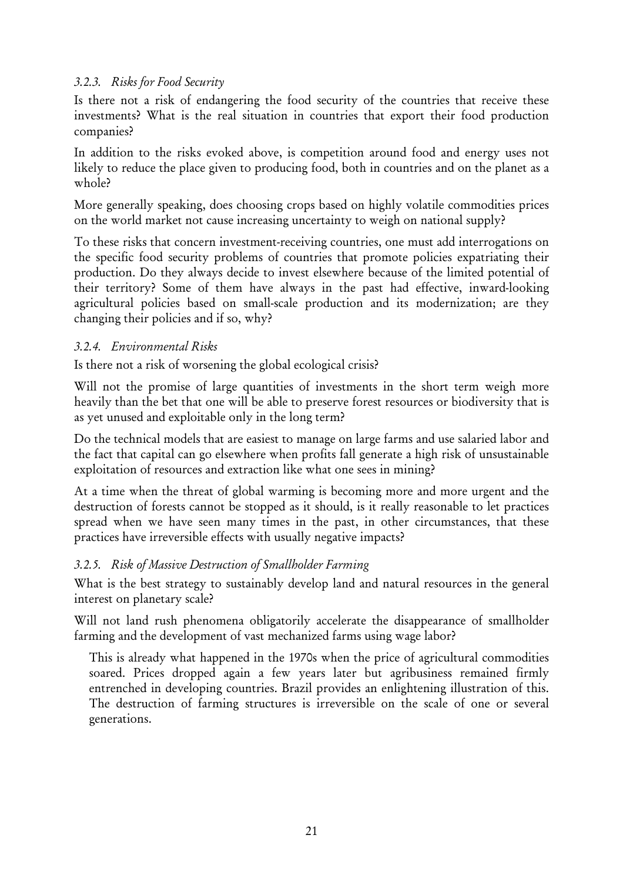### *3.2.3. Risks for Food Security*

Is there not a risk of endangering the food security of the countries that receive these investments? What is the real situation in countries that export their food production companies?

In addition to the risks evoked above, is competition around food and energy uses not likely to reduce the place given to producing food, both in countries and on the planet as a whole?

More generally speaking, does choosing crops based on highly volatile commodities prices on the world market not cause increasing uncertainty to weigh on national supply?

To these risks that concern investment-receiving countries, one must add interrogations on the specific food security problems of countries that promote policies expatriating their production. Do they always decide to invest elsewhere because of the limited potential of their territory? Some of them have always in the past had effective, inward-looking agricultural policies based on small-scale production and its modernization; are they changing their policies and if so, why?

### *3.2.4. Environmental Risks*

Is there not a risk of worsening the global ecological crisis?

Will not the promise of large quantities of investments in the short term weigh more heavily than the bet that one will be able to preserve forest resources or biodiversity that is as yet unused and exploitable only in the long term?

Do the technical models that are easiest to manage on large farms and use salaried labor and the fact that capital can go elsewhere when profits fall generate a high risk of unsustainable exploitation of resources and extraction like what one sees in mining?

At a time when the threat of global warming is becoming more and more urgent and the destruction of forests cannot be stopped as it should, is it really reasonable to let practices spread when we have seen many times in the past, in other circumstances, that these practices have irreversible effects with usually negative impacts?

### *3.2.5. Risk of Massive Destruction of Smallholder Farming*

What is the best strategy to sustainably develop land and natural resources in the general interest on planetary scale?

Will not land rush phenomena obligatorily accelerate the disappearance of smallholder farming and the development of vast mechanized farms using wage labor?

> This is already what happened in the 1970s when the price of agricultural commodities soared. Prices dropped again a few years later but agribusiness remained firmly entrenched in developing countries. Brazil provides an enlightening illustration of this. The destruction of farming structures is irreversible on the scale of one or several generations.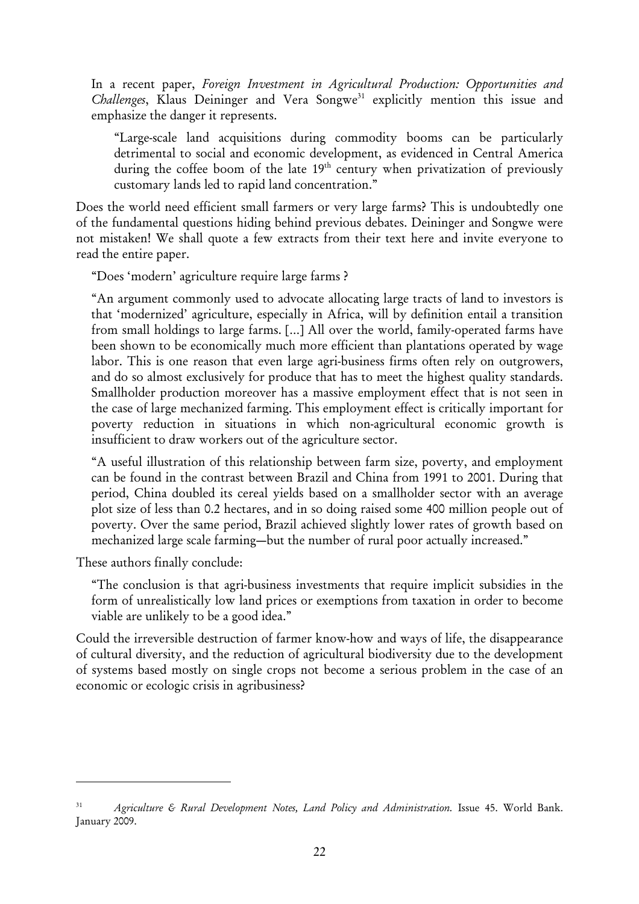In a recent paper, *Foreign Investment in Agricultural Production: Opportunities and Challenges*, Klaus Deininger and Vera Songwe[31] explicitly mention this issue and emphasize the danger it represents.

> "Large-scale land acquisitions during commodity booms can be particularly detrimental to social and economic development, as evidenced in Central America during the coffee boom of the late 19th century when privatization of previously customary lands led to rapid land concentration."

Does the world need efficient small farmers or very large farms? This is undoubtedly one of the fundamental questions hiding behind previous debates. Deininger and Songwe were not mistaken! We shall quote a few extracts from their text here and invite everyone to read the entire paper.

> "Does 'modern' agriculture require large farms ?
>
> "An argument commonly used to advocate allocating large tracts of land to investors is that 'modernized' agriculture, especially in Africa, will by definition entail a transition from small holdings to large farms. [...] All over the world, family-operated farms have been shown to be economically much more efficient than plantations operated by wage labor. This is one reason that even large agri-business firms often rely on outgrowers, and do so almost exclusively for produce that has to meet the highest quality standards. Smallholder production moreover has a massive employment effect that is not seen in the case of large mechanized farming. This employment effect is critically important for poverty reduction in situations in which non-agricultural economic growth is insufficient to draw workers out of the agriculture sector.
>
> "A useful illustration of this relationship between farm size, poverty, and employment can be found in the contrast between Brazil and China from 1991 to 2001. During that period, China doubled its cereal yields based on a smallholder sector with an average plot size of less than 0.2 hectares, and in so doing raised some 400 million people out of poverty. Over the same period, Brazil achieved slightly lower rates of growth based on mechanized large scale farming—but the number of rural poor actually increased."

These authors finally conclude:

> "The conclusion is that agri-business investments that require implicit subsidies in the form of unrealistically low land prices or exemptions from taxation in order to become viable are unlikely to be a good idea."

Could the irreversible destruction of farmer know-how and ways of life, the disappearance of cultural diversity, and the reduction of agricultural biodiversity due to the development of systems based mostly on single crops not become a serious problem in the case of an economic or ecologic crisis in agribusiness?

---

[31] *Agriculture & Rural Development Notes, Land Policy and Administration.* Issue 45. World Bank. January 2009.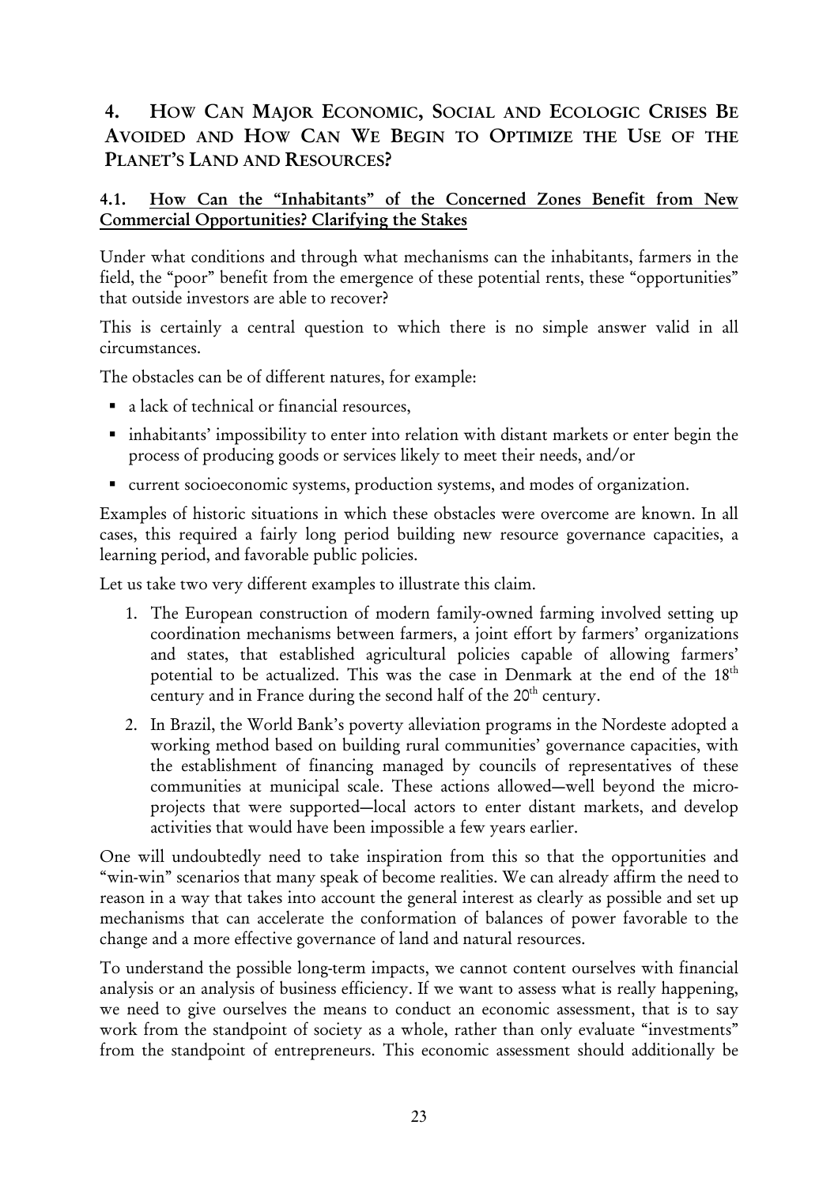## 4. How Can Major Economic, Social and Ecologic Crises Be Avoided and How Can We Begin to Optimize the Use of the Planet's Land and Resources?

### 4.1. How Can the "Inhabitants" of the Concerned Zones Benefit from New Commercial Opportunities? Clarifying the Stakes

Under what conditions and through what mechanisms can the inhabitants, farmers in the field, the "poor" benefit from the emergence of these potential rents, these "opportunities" that outside investors are able to recover?

This is certainly a central question to which there is no simple answer valid in all circumstances.

The obstacles can be of different natures, for example:

- a lack of technical or financial resources,
- inhabitants' impossibility to enter into relation with distant markets or enter begin the process of producing goods or services likely to meet their needs, and/or
- current socioeconomic systems, production systems, and modes of organization.

Examples of historic situations in which these obstacles were overcome are known. In all cases, this required a fairly long period building new resource governance capacities, a learning period, and favorable public policies.

Let us take two very different examples to illustrate this claim.

1. The European construction of modern family-owned farming involved setting up coordination mechanisms between farmers, a joint effort by farmers' organizations and states, that established agricultural policies capable of allowing farmers' potential to be actualized. This was the case in Denmark at the end of the 18th century and in France during the second half of the 20th century.
2. In Brazil, the World Bank's poverty alleviation programs in the Nordeste adopted a working method based on building rural communities' governance capacities, with the establishment of financing managed by councils of representatives of these communities at municipal scale. These actions allowed—well beyond the micro-projects that were supported—local actors to enter distant markets, and develop activities that would have been impossible a few years earlier.

One will undoubtedly need to take inspiration from this so that the opportunities and "win-win" scenarios that many speak of become realities. We can already affirm the need to reason in a way that takes into account the general interest as clearly as possible and set up mechanisms that can accelerate the conformation of balances of power favorable to the change and a more effective governance of land and natural resources.

To understand the possible long-term impacts, we cannot content ourselves with financial analysis or an analysis of business efficiency. If we want to assess what is really happening, we need to give ourselves the means to conduct an economic assessment, that is to say work from the standpoint of society as a whole, rather than only evaluate "investments" from the standpoint of entrepreneurs. This economic assessment should additionally be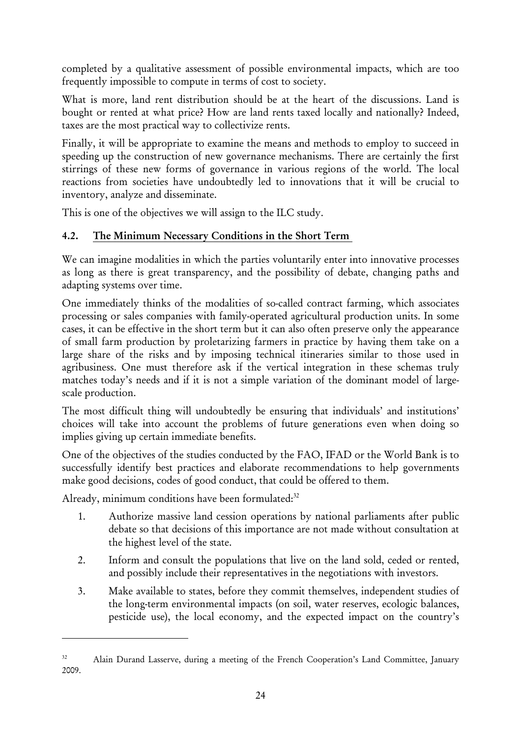completed by a qualitative assessment of possible environmental impacts, which are too frequently impossible to compute in terms of cost to society.

What is more, land rent distribution should be at the heart of the discussions. Land is bought or rented at what price? How are land rents taxed locally and nationally? Indeed, taxes are the most practical way to collectivize rents.

Finally, it will be appropriate to examine the means and methods to employ to succeed in speeding up the construction of new governance mechanisms. There are certainly the first stirrings of these new forms of governance in various regions of the world. The local reactions from societies have undoubtedly led to innovations that it will be crucial to inventory, analyze and disseminate.

This is one of the objectives we will assign to the ILC study.

### 4.2. The Minimum Necessary Conditions in the Short Term

We can imagine modalities in which the parties voluntarily enter into innovative processes as long as there is great transparency, and the possibility of debate, changing paths and adapting systems over time.

One immediately thinks of the modalities of so-called contract farming, which associates processing or sales companies with family-operated agricultural production units. In some cases, it can be effective in the short term but it can also often preserve only the appearance of small farm production by proletarizing farmers in practice by having them take on a large share of the risks and by imposing technical itineraries similar to those used in agribusiness. One must therefore ask if the vertical integration in these schemas truly matches today's needs and if it is not a simple variation of the dominant model of large-scale production.

The most difficult thing will undoubtedly be ensuring that individuals' and institutions' choices will take into account the problems of future generations even when doing so implies giving up certain immediate benefits.

One of the objectives of the studies conducted by the FAO, IFAD or the World Bank is to successfully identify best practices and elaborate recommendations to help governments make good decisions, codes of good conduct, that could be offered to them.

Already, minimum conditions have been formulated:[32]

1. Authorize massive land cession operations by national parliaments after public debate so that decisions of this importance are not made without consultation at the highest level of the state.
2. Inform and consult the populations that live on the land sold, ceded or rented, and possibly include their representatives in the negotiations with investors.
3. Make available to states, before they commit themselves, independent studies of the long-term environmental impacts (on soil, water reserves, ecologic balances, pesticide use), the local economy, and the expected impact on the country's

---

[32] Alain Durand Lasserve, during a meeting of the French Cooperation's Land Committee, January 2009.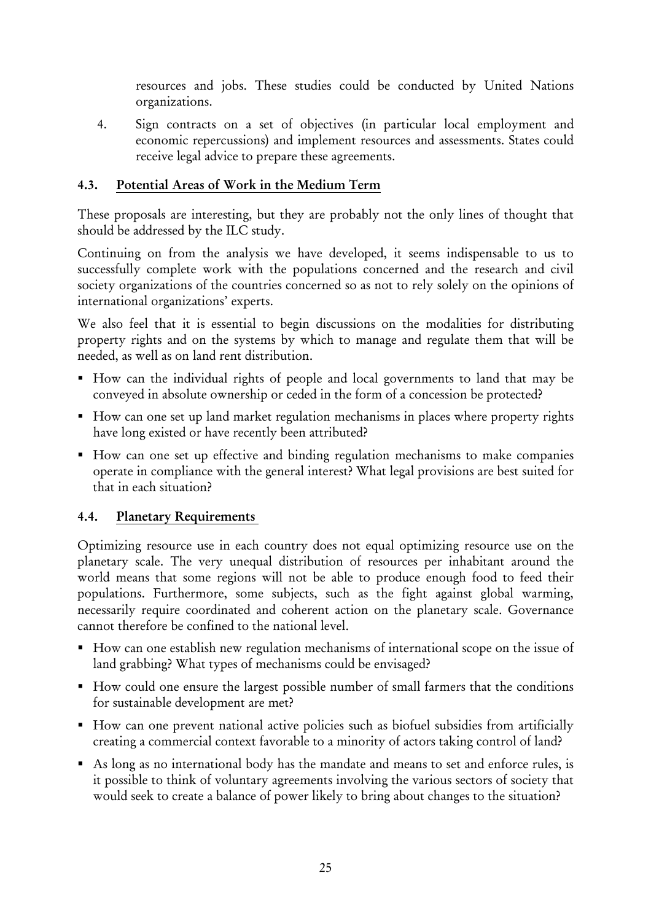resources and jobs. These studies could be conducted by United Nations organizations.

4. Sign contracts on a set of objectives (in particular local employment and economic repercussions) and implement resources and assessments. States could receive legal advice to prepare these agreements.

### 4.3. Potential Areas of Work in the Medium Term

These proposals are interesting, but they are probably not the only lines of thought that should be addressed by the ILC study.

Continuing on from the analysis we have developed, it seems indispensable to us to successfully complete work with the populations concerned and the research and civil society organizations of the countries concerned so as not to rely solely on the opinions of international organizations' experts.

We also feel that it is essential to begin discussions on the modalities for distributing property rights and on the systems by which to manage and regulate them that will be needed, as well as on land rent distribution.

- How can the individual rights of people and local governments to land that may be conveyed in absolute ownership or ceded in the form of a concession be protected?
- How can one set up land market regulation mechanisms in places where property rights have long existed or have recently been attributed?
- How can one set up effective and binding regulation mechanisms to make companies operate in compliance with the general interest? What legal provisions are best suited for that in each situation?

### 4.4. Planetary Requirements

Optimizing resource use in each country does not equal optimizing resource use on the planetary scale. The very unequal distribution of resources per inhabitant around the world means that some regions will not be able to produce enough food to feed their populations. Furthermore, some subjects, such as the fight against global warming, necessarily require coordinated and coherent action on the planetary scale. Governance cannot therefore be confined to the national level.

- How can one establish new regulation mechanisms of international scope on the issue of land grabbing? What types of mechanisms could be envisaged?
- How could one ensure the largest possible number of small farmers that the conditions for sustainable development are met?
- How can one prevent national active policies such as biofuel subsidies from artificially creating a commercial context favorable to a minority of actors taking control of land?
- As long as no international body has the mandate and means to set and enforce rules, is it possible to think of voluntary agreements involving the various sectors of society that would seek to create a balance of power likely to bring about changes to the situation?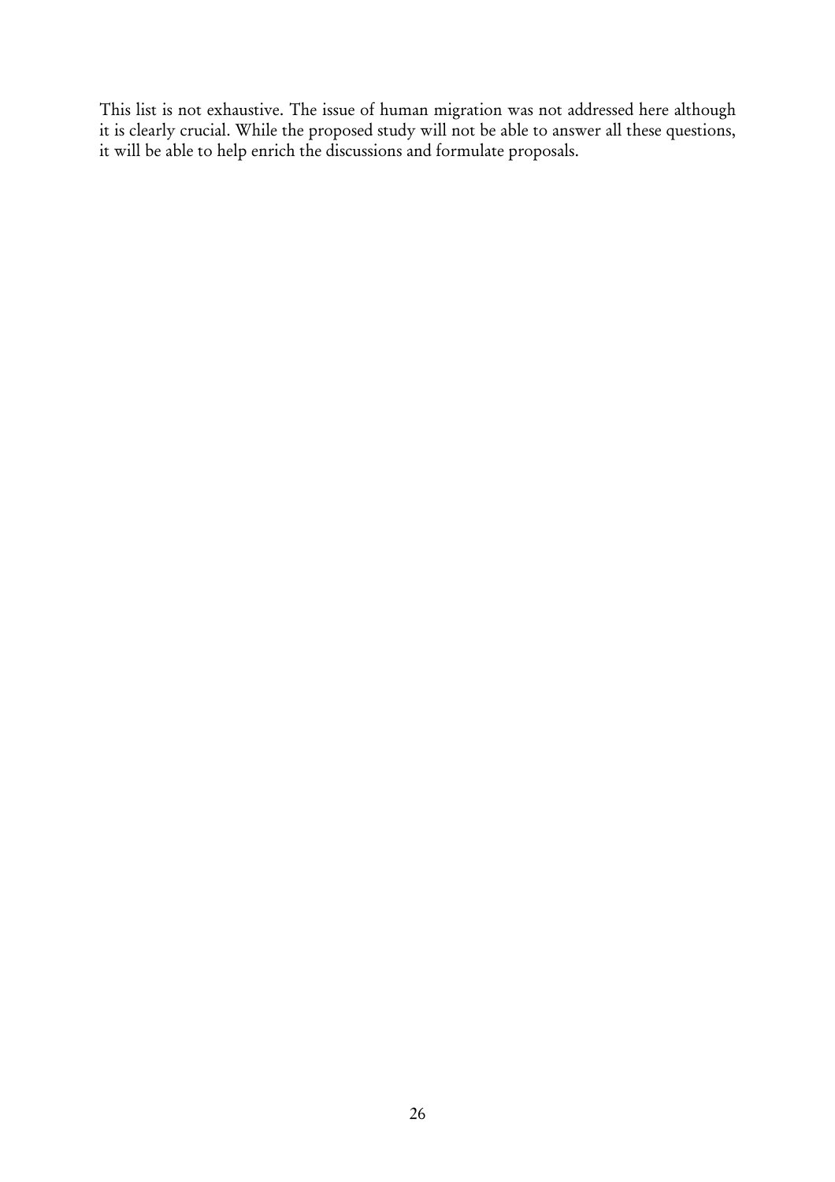This list is not exhaustive. The issue of human migration was not addressed here although it is clearly crucial. While the proposed study will not be able to answer all these questions, it will be able to help enrich the discussions and formulate proposals.